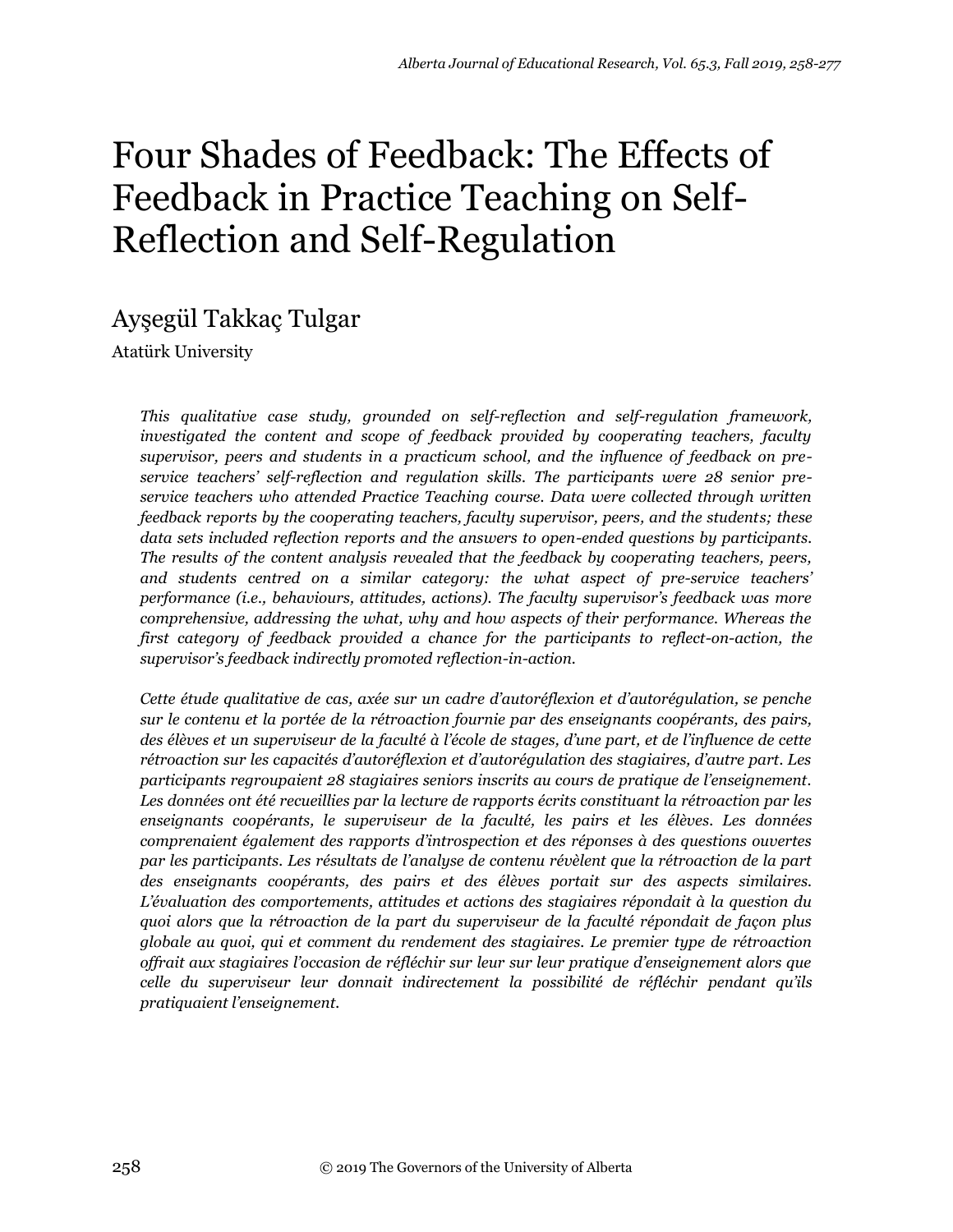# Four Shades of Feedback: The Effects of Feedback in Practice Teaching on Self-Reflection and Self-Regulation

## Ayşegül Takkaç Tulgar

Atatürk University

*This qualitative case study, grounded on self-reflection and self-regulation framework, investigated the content and scope of feedback provided by cooperating teachers, faculty supervisor, peers and students in a practicum school, and the influence of feedback on pre-service teachers' self-reflection and regulation skills. The participants were 28 senior pre-service teachers who attended Practice Teaching course. Data were collected through written feedback reports by the cooperating teachers, faculty supervisor, peers, and the students; these data sets included reflection reports and the answers to open-ended questions by participants. The results of the content analysis revealed that the feedback by cooperating teachers, peers, and students centred on a similar category: the what aspect of pre-service teachers' performance (i.e., behaviours, attitudes, actions). The faculty supervisor's feedback was more comprehensive, addressing the what, why and how aspects of their performance. Whereas the first category of feedback provided a chance for the participants to reflect-on-action, the supervisor's feedback indirectly promoted reflection-in-action.*

*Cette étude qualitative de cas, axée sur un cadre d'autoréflexion et d'autorégulation, se penche sur le contenu et la portée de la rétroaction fournie par des enseignants coopérants, des pairs, des élèves et un superviseur de la faculté à l'école de stages, d'une part, et de l'influence de cette rétroaction sur les capacités d'autoréflexion et d'autorégulation des stagiaires, d'autre part. Les participants regroupaient 28 stagiaires seniors inscrits au cours de pratique de l'enseignement. Les données ont été recueillies par la lecture de rapports écrits constituant la rétroaction par les enseignants coopérants, le superviseur de la faculté, les pairs et les élèves. Les données comprenaient également des rapports d'introspection et des réponses à des questions ouvertes par les participants. Les résultats de l'analyse de contenu révèlent que la rétroaction de la part des enseignants coopérants, des pairs et des élèves portait sur des aspects similaires. L'évaluation des comportements, attitudes et actions des stagiaires répondait à la question du quoi alors que la rétroaction de la part du superviseur de la faculté répondait de façon plus globale au quoi, qui et comment du rendement des stagiaires. Le premier type de rétroaction offrait aux stagiaires l'occasion de réfléchir sur leur sur leur pratique d'enseignement alors que celle du superviseur leur donnait indirectement la possibilité de réfléchir pendant qu'ils pratiquaient l'enseignement.*

© 2019 The Governors of the University of Alberta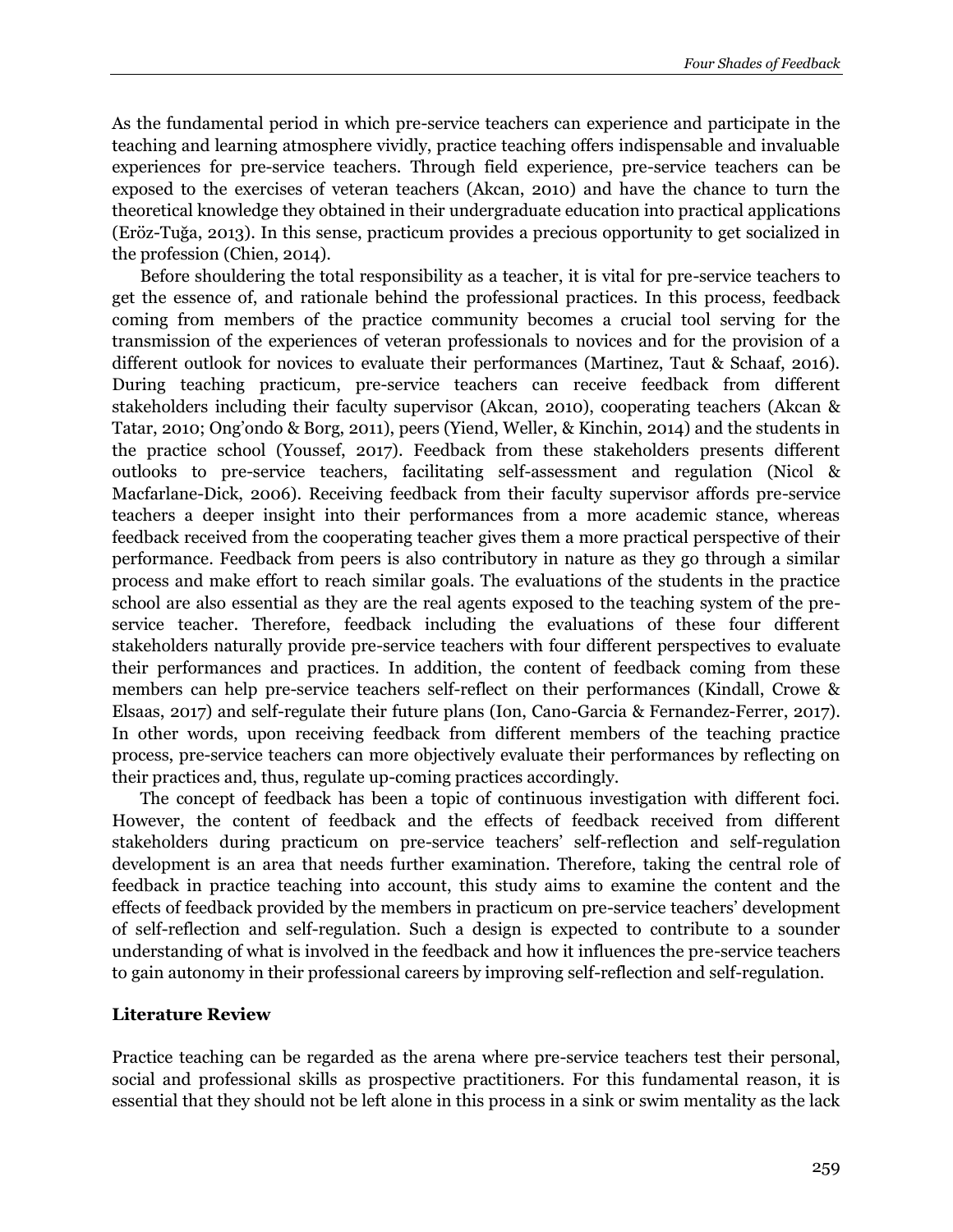As the fundamental period in which pre-service teachers can experience and participate in the teaching and learning atmosphere vividly, practice teaching offers indispensable and invaluable experiences for pre-service teachers. Through field experience, pre-service teachers can be exposed to the exercises of veteran teachers (Akcan, 2010) and have the chance to turn the theoretical knowledge they obtained in their undergraduate education into practical applications (Eröz-Tuğa, 2013). In this sense, practicum provides a precious opportunity to get socialized in the profession (Chien, 2014).

Before shouldering the total responsibility as a teacher, it is vital for pre-service teachers to get the essence of, and rationale behind the professional practices. In this process, feedback coming from members of the practice community becomes a crucial tool serving for the transmission of the experiences of veteran professionals to novices and for the provision of a different outlook for novices to evaluate their performances (Martinez, Taut & Schaaf, 2016). During teaching practicum, pre-service teachers can receive feedback from different stakeholders including their faculty supervisor (Akcan, 2010), cooperating teachers (Akcan & Tatar, 2010; Ong'ondo & Borg, 2011), peers (Yiend, Weller, & Kinchin, 2014) and the students in the practice school (Youssef, 2017). Feedback from these stakeholders presents different outlooks to pre-service teachers, facilitating self-assessment and regulation (Nicol & Macfarlane-Dick, 2006). Receiving feedback from their faculty supervisor affords pre-service teachers a deeper insight into their performances from a more academic stance, whereas feedback received from the cooperating teacher gives them a more practical perspective of their performance. Feedback from peers is also contributory in nature as they go through a similar process and make effort to reach similar goals. The evaluations of the students in the practice school are also essential as they are the real agents exposed to the teaching system of the pre-service teacher. Therefore, feedback including the evaluations of these four different stakeholders naturally provide pre-service teachers with four different perspectives to evaluate their performances and practices. In addition, the content of feedback coming from these members can help pre-service teachers self-reflect on their performances (Kindall, Crowe & Elsaas, 2017) and self-regulate their future plans (Ion, Cano-Garcia & Fernandez-Ferrer, 2017). In other words, upon receiving feedback from different members of the teaching practice process, pre-service teachers can more objectively evaluate their performances by reflecting on their practices and, thus, regulate up-coming practices accordingly.

The concept of feedback has been a topic of continuous investigation with different foci. However, the content of feedback and the effects of feedback received from different stakeholders during practicum on pre-service teachers' self-reflection and self-regulation development is an area that needs further examination. Therefore, taking the central role of feedback in practice teaching into account, this study aims to examine the content and the effects of feedback provided by the members in practicum on pre-service teachers' development of self-reflection and self-regulation. Such a design is expected to contribute to a sounder understanding of what is involved in the feedback and how it influences the pre-service teachers to gain autonomy in their professional careers by improving self-reflection and self-regulation.

## Literature Review

Practice teaching can be regarded as the arena where pre-service teachers test their personal, social and professional skills as prospective practitioners. For this fundamental reason, it is essential that they should not be left alone in this process in a sink or swim mentality as the lack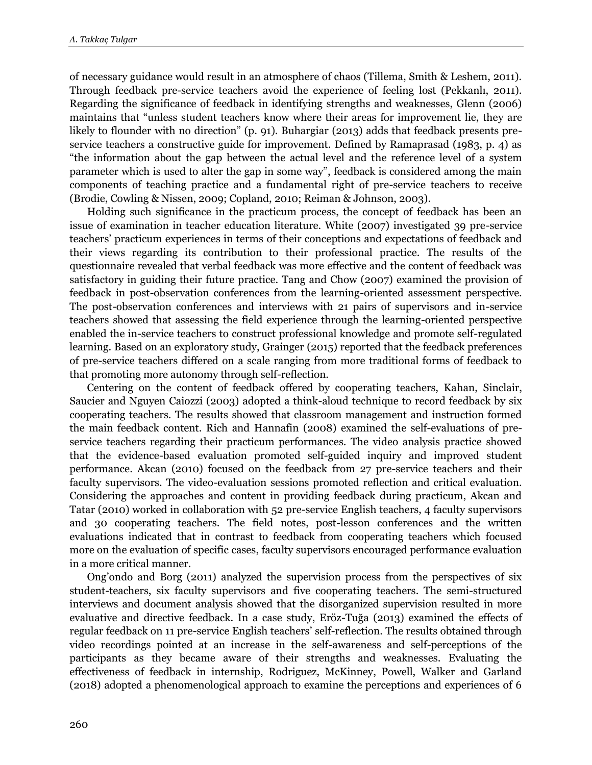of necessary guidance would result in an atmosphere of chaos (Tillema, Smith & Leshem, 2011). Through feedback pre-service teachers avoid the experience of feeling lost (Pekkanlı, 2011). Regarding the significance of feedback in identifying strengths and weaknesses, Glenn (2006) maintains that "unless student teachers know where their areas for improvement lie, they are likely to flounder with no direction" (p. 91). Buhargiar (2013) adds that feedback presents pre-service teachers a constructive guide for improvement. Defined by Ramaprasad (1983, p. 4) as "the information about the gap between the actual level and the reference level of a system parameter which is used to alter the gap in some way", feedback is considered among the main components of teaching practice and a fundamental right of pre-service teachers to receive (Brodie, Cowling & Nissen, 2009; Copland, 2010; Reiman & Johnson, 2003).

Holding such significance in the practicum process, the concept of feedback has been an issue of examination in teacher education literature. White (2007) investigated 39 pre-service teachers' practicum experiences in terms of their conceptions and expectations of feedback and their views regarding its contribution to their professional practice. The results of the questionnaire revealed that verbal feedback was more effective and the content of feedback was satisfactory in guiding their future practice. Tang and Chow (2007) examined the provision of feedback in post-observation conferences from the learning-oriented assessment perspective. The post-observation conferences and interviews with 21 pairs of supervisors and in-service teachers showed that assessing the field experience through the learning-oriented perspective enabled the in-service teachers to construct professional knowledge and promote self-regulated learning. Based on an exploratory study, Grainger (2015) reported that the feedback preferences of pre-service teachers differed on a scale ranging from more traditional forms of feedback to that promoting more autonomy through self-reflection.

Centering on the content of feedback offered by cooperating teachers, Kahan, Sinclair, Saucier and Nguyen Caiozzi (2003) adopted a think-aloud technique to record feedback by six cooperating teachers. The results showed that classroom management and instruction formed the main feedback content. Rich and Hannafin (2008) examined the self-evaluations of pre-service teachers regarding their practicum performances. The video analysis practice showed that the evidence-based evaluation promoted self-guided inquiry and improved student performance. Akcan (2010) focused on the feedback from 27 pre-service teachers and their faculty supervisors. The video-evaluation sessions promoted reflection and critical evaluation. Considering the approaches and content in providing feedback during practicum, Akcan and Tatar (2010) worked in collaboration with 52 pre-service English teachers, 4 faculty supervisors and 30 cooperating teachers. The field notes, post-lesson conferences and the written evaluations indicated that in contrast to feedback from cooperating teachers which focused more on the evaluation of specific cases, faculty supervisors encouraged performance evaluation in a more critical manner.

Ong'ondo and Borg (2011) analyzed the supervision process from the perspectives of six student-teachers, six faculty supervisors and five cooperating teachers. The semi-structured interviews and document analysis showed that the disorganized supervision resulted in more evaluative and directive feedback. In a case study, Eröz-Tuğa (2013) examined the effects of regular feedback on 11 pre-service English teachers' self-reflection. The results obtained through video recordings pointed at an increase in the self-awareness and self-perceptions of the participants as they became aware of their strengths and weaknesses. Evaluating the effectiveness of feedback in internship, Rodriguez, McKinney, Powell, Walker and Garland (2018) adopted a phenomenological approach to examine the perceptions and experiences of 6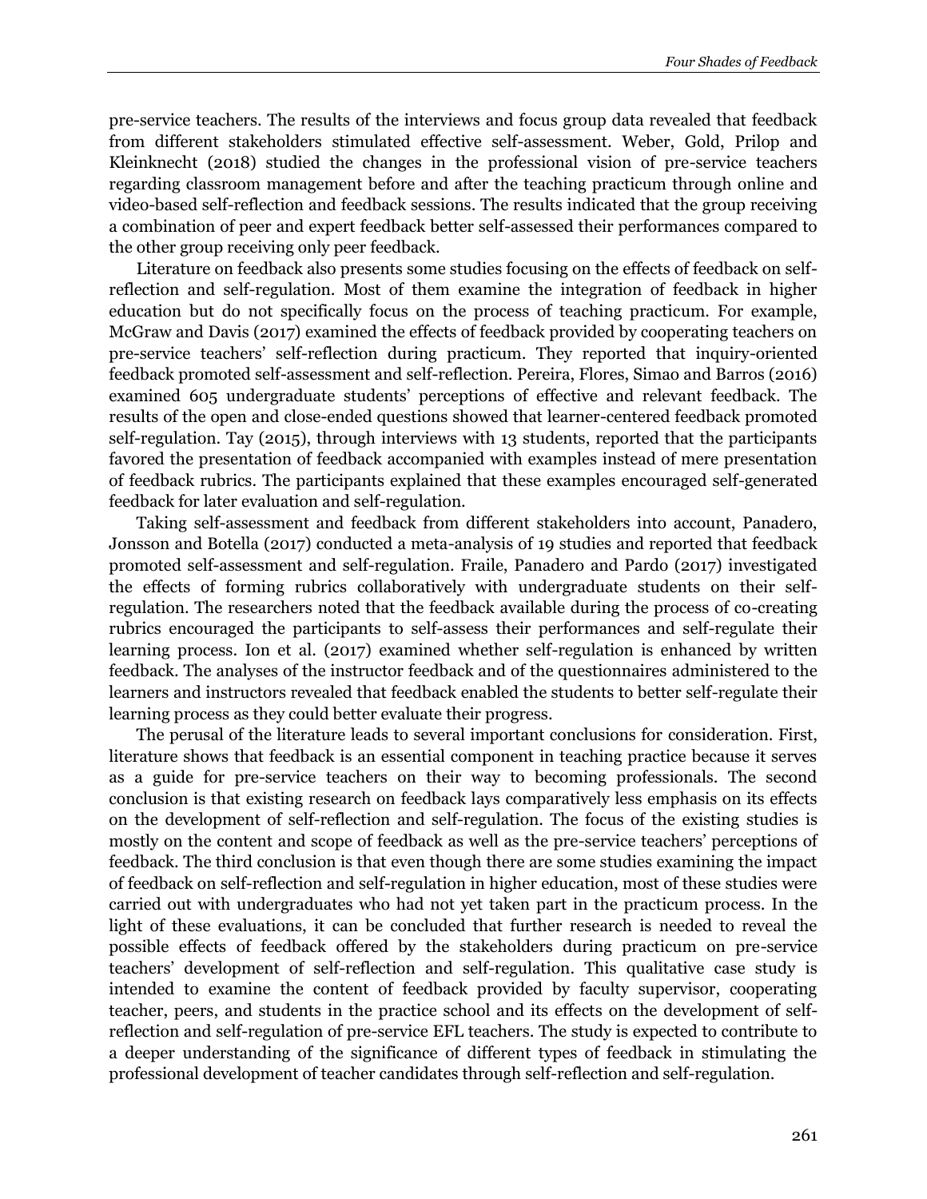pre-service teachers. The results of the interviews and focus group data revealed that feedback from different stakeholders stimulated effective self-assessment. Weber, Gold, Prilop and Kleinknecht (2018) studied the changes in the professional vision of pre-service teachers regarding classroom management before and after the teaching practicum through online and video-based self-reflection and feedback sessions. The results indicated that the group receiving a combination of peer and expert feedback better self-assessed their performances compared to the other group receiving only peer feedback.

Literature on feedback also presents some studies focusing on the effects of feedback on self-reflection and self-regulation. Most of them examine the integration of feedback in higher education but do not specifically focus on the process of teaching practicum. For example, McGraw and Davis (2017) examined the effects of feedback provided by cooperating teachers on pre-service teachers' self-reflection during practicum. They reported that inquiry-oriented feedback promoted self-assessment and self-reflection. Pereira, Flores, Simao and Barros (2016) examined 605 undergraduate students' perceptions of effective and relevant feedback. The results of the open and close-ended questions showed that learner-centered feedback promoted self-regulation. Tay (2015), through interviews with 13 students, reported that the participants favored the presentation of feedback accompanied with examples instead of mere presentation of feedback rubrics. The participants explained that these examples encouraged self-generated feedback for later evaluation and self-regulation.

Taking self-assessment and feedback from different stakeholders into account, Panadero, Jonsson and Botella (2017) conducted a meta-analysis of 19 studies and reported that feedback promoted self-assessment and self-regulation. Fraile, Panadero and Pardo (2017) investigated the effects of forming rubrics collaboratively with undergraduate students on their self-regulation. The researchers noted that the feedback available during the process of co-creating rubrics encouraged the participants to self-assess their performances and self-regulate their learning process. Ion et al. (2017) examined whether self-regulation is enhanced by written feedback. The analyses of the instructor feedback and of the questionnaires administered to the learners and instructors revealed that feedback enabled the students to better self-regulate their learning process as they could better evaluate their progress.

The perusal of the literature leads to several important conclusions for consideration. First, literature shows that feedback is an essential component in teaching practice because it serves as a guide for pre-service teachers on their way to becoming professionals. The second conclusion is that existing research on feedback lays comparatively less emphasis on its effects on the development of self-reflection and self-regulation. The focus of the existing studies is mostly on the content and scope of feedback as well as the pre-service teachers' perceptions of feedback. The third conclusion is that even though there are some studies examining the impact of feedback on self-reflection and self-regulation in higher education, most of these studies were carried out with undergraduates who had not yet taken part in the practicum process. In the light of these evaluations, it can be concluded that further research is needed to reveal the possible effects of feedback offered by the stakeholders during practicum on pre-service teachers' development of self-reflection and self-regulation. This qualitative case study is intended to examine the content of feedback provided by faculty supervisor, cooperating teacher, peers, and students in the practice school and its effects on the development of self-reflection and self-regulation of pre-service EFL teachers. The study is expected to contribute to a deeper understanding of the significance of different types of feedback in stimulating the professional development of teacher candidates through self-reflection and self-regulation.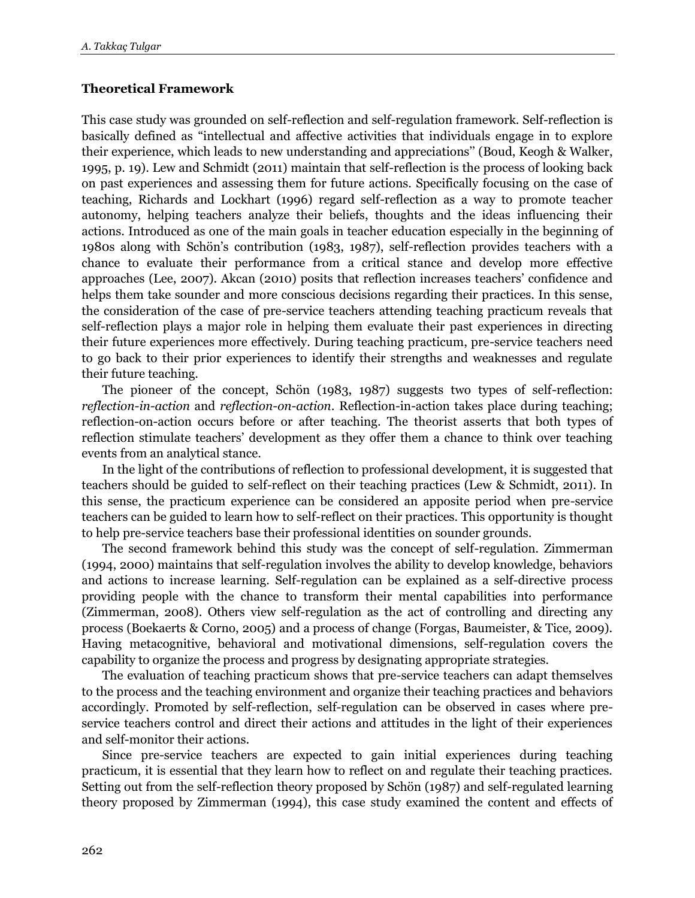### Theoretical Framework

This case study was grounded on self-reflection and self-regulation framework. Self-reflection is basically defined as "intellectual and affective activities that individuals engage in to explore their experience, which leads to new understanding and appreciations" (Boud, Keogh & Walker, 1995, p. 19). Lew and Schmidt (2011) maintain that self-reflection is the process of looking back on past experiences and assessing them for future actions. Specifically focusing on the case of teaching, Richards and Lockhart (1996) regard self-reflection as a way to promote teacher autonomy, helping teachers analyze their beliefs, thoughts and the ideas influencing their actions. Introduced as one of the main goals in teacher education especially in the beginning of 1980s along with Schön's contribution (1983, 1987), self-reflection provides teachers with a chance to evaluate their performance from a critical stance and develop more effective approaches (Lee, 2007). Akcan (2010) posits that reflection increases teachers' confidence and helps them take sounder and more conscious decisions regarding their practices. In this sense, the consideration of the case of pre-service teachers attending teaching practicum reveals that self-reflection plays a major role in helping them evaluate their past experiences in directing their future experiences more effectively. During teaching practicum, pre-service teachers need to go back to their prior experiences to identify their strengths and weaknesses and regulate their future teaching.

The pioneer of the concept, Schön (1983, 1987) suggests two types of self-reflection: *reflection-in-action* and *reflection-on-action*. Reflection-in-action takes place during teaching; reflection-on-action occurs before or after teaching. The theorist asserts that both types of reflection stimulate teachers' development as they offer them a chance to think over teaching events from an analytical stance.

In the light of the contributions of reflection to professional development, it is suggested that teachers should be guided to self-reflect on their teaching practices (Lew & Schmidt, 2011). In this sense, the practicum experience can be considered an apposite period when pre-service teachers can be guided to learn how to self-reflect on their practices. This opportunity is thought to help pre-service teachers base their professional identities on sounder grounds.

The second framework behind this study was the concept of self-regulation. Zimmerman (1994, 2000) maintains that self-regulation involves the ability to develop knowledge, behaviors and actions to increase learning. Self-regulation can be explained as a self-directive process providing people with the chance to transform their mental capabilities into performance (Zimmerman, 2008). Others view self-regulation as the act of controlling and directing any process (Boekaerts & Corno, 2005) and a process of change (Forgas, Baumeister, & Tice, 2009). Having metacognitive, behavioral and motivational dimensions, self-regulation covers the capability to organize the process and progress by designating appropriate strategies.

The evaluation of teaching practicum shows that pre-service teachers can adapt themselves to the process and the teaching environment and organize their teaching practices and behaviors accordingly. Promoted by self-reflection, self-regulation can be observed in cases where pre-service teachers control and direct their actions and attitudes in the light of their experiences and self-monitor their actions.

Since pre-service teachers are expected to gain initial experiences during teaching practicum, it is essential that they learn how to reflect on and regulate their teaching practices. Setting out from the self-reflection theory proposed by Schön (1987) and self-regulated learning theory proposed by Zimmerman (1994), this case study examined the content and effects of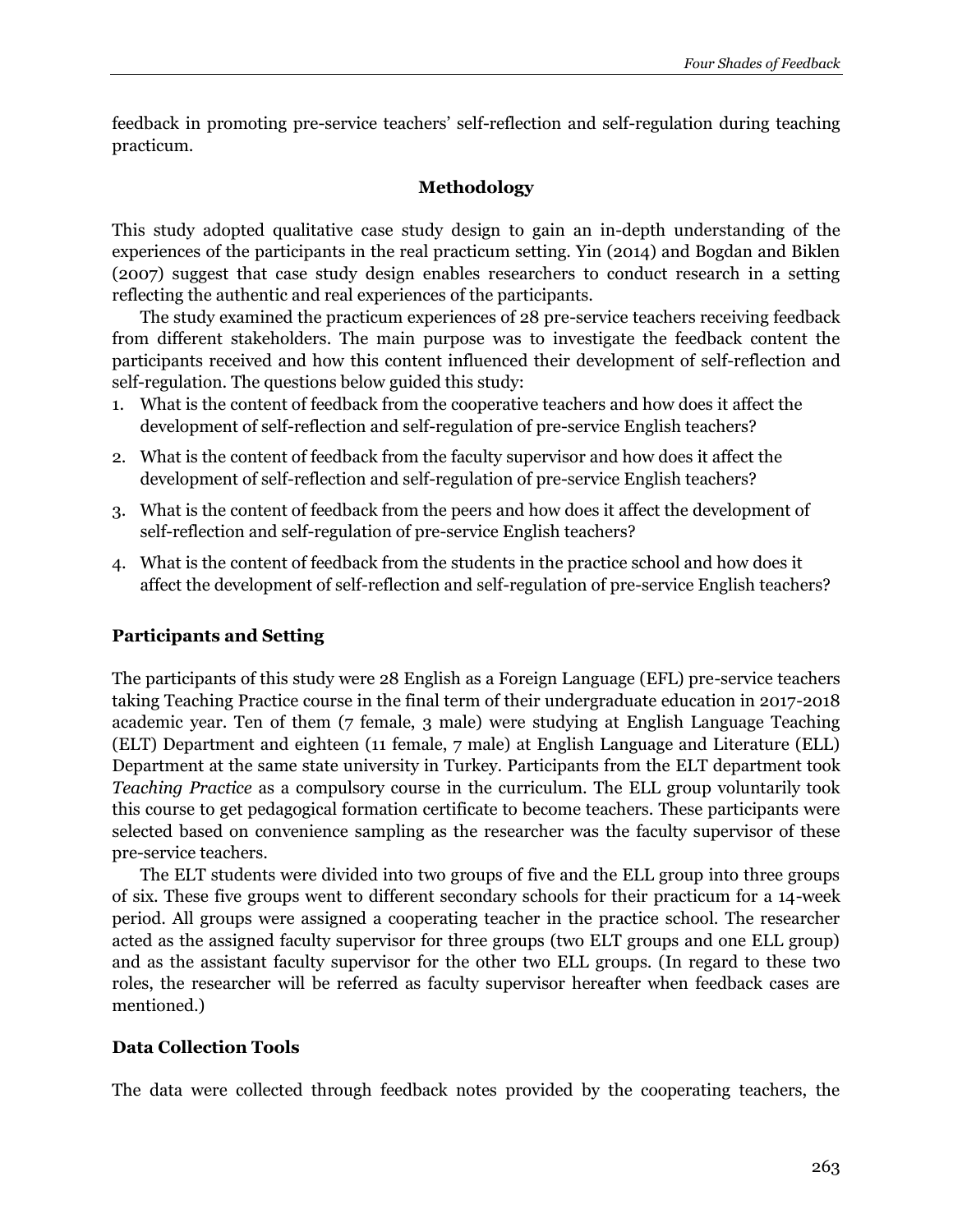feedback in promoting pre-service teachers' self-reflection and self-regulation during teaching practicum.

## Methodology

This study adopted qualitative case study design to gain an in-depth understanding of the experiences of the participants in the real practicum setting. Yin (2014) and Bogdan and Biklen (2007) suggest that case study design enables researchers to conduct research in a setting reflecting the authentic and real experiences of the participants.

The study examined the practicum experiences of 28 pre-service teachers receiving feedback from different stakeholders. The main purpose was to investigate the feedback content the participants received and how this content influenced their development of self-reflection and self-regulation. The questions below guided this study:

1. What is the content of feedback from the cooperative teachers and how does it affect the development of self-reflection and self-regulation of pre-service English teachers?
2. What is the content of feedback from the faculty supervisor and how does it affect the development of self-reflection and self-regulation of pre-service English teachers?
3. What is the content of feedback from the peers and how does it affect the development of self-reflection and self-regulation of pre-service English teachers?
4. What is the content of feedback from the students in the practice school and how does it affect the development of self-reflection and self-regulation of pre-service English teachers?

### Participants and Setting

The participants of this study were 28 English as a Foreign Language (EFL) pre-service teachers taking Teaching Practice course in the final term of their undergraduate education in 2017-2018 academic year. Ten of them (7 female, 3 male) were studying at English Language Teaching (ELT) Department and eighteen (11 female, 7 male) at English Language and Literature (ELL) Department at the same state university in Turkey. Participants from the ELT department took *Teaching Practice* as a compulsory course in the curriculum. The ELL group voluntarily took this course to get pedagogical formation certificate to become teachers. These participants were selected based on convenience sampling as the researcher was the faculty supervisor of these pre-service teachers.

The ELT students were divided into two groups of five and the ELL group into three groups of six. These five groups went to different secondary schools for their practicum for a 14-week period. All groups were assigned a cooperating teacher in the practice school. The researcher acted as the assigned faculty supervisor for three groups (two ELT groups and one ELL group) and as the assistant faculty supervisor for the other two ELL groups. (In regard to these two roles, the researcher will be referred as faculty supervisor hereafter when feedback cases are mentioned.)

### Data Collection Tools

The data were collected through feedback notes provided by the cooperating teachers, the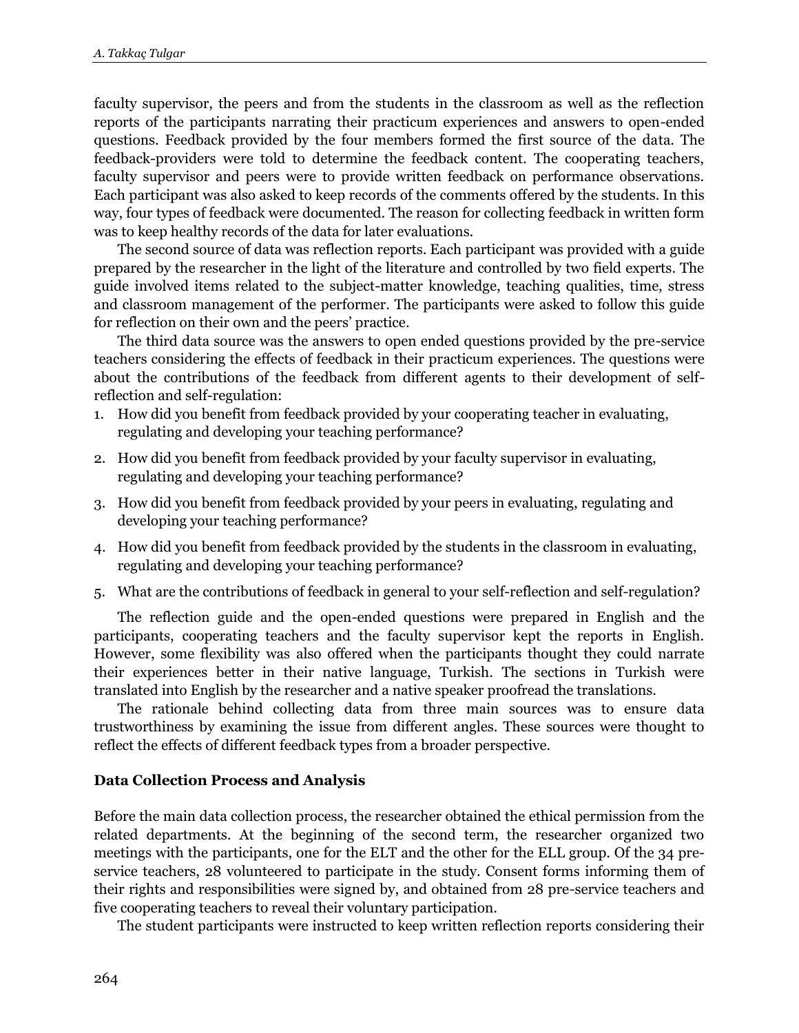faculty supervisor, the peers and from the students in the classroom as well as the reflection reports of the participants narrating their practicum experiences and answers to open-ended questions. Feedback provided by the four members formed the first source of the data. The feedback-providers were told to determine the feedback content. The cooperating teachers, faculty supervisor and peers were to provide written feedback on performance observations. Each participant was also asked to keep records of the comments offered by the students. In this way, four types of feedback were documented. The reason for collecting feedback in written form was to keep healthy records of the data for later evaluations.

The second source of data was reflection reports. Each participant was provided with a guide prepared by the researcher in the light of the literature and controlled by two field experts. The guide involved items related to the subject-matter knowledge, teaching qualities, time, stress and classroom management of the performer. The participants were asked to follow this guide for reflection on their own and the peers' practice.

The third data source was the answers to open ended questions provided by the pre-service teachers considering the effects of feedback in their practicum experiences. The questions were about the contributions of the feedback from different agents to their development of self-reflection and self-regulation:

1. How did you benefit from feedback provided by your cooperating teacher in evaluating, regulating and developing your teaching performance?
2. How did you benefit from feedback provided by your faculty supervisor in evaluating, regulating and developing your teaching performance?
3. How did you benefit from feedback provided by your peers in evaluating, regulating and developing your teaching performance?
4. How did you benefit from feedback provided by the students in the classroom in evaluating, regulating and developing your teaching performance?
5. What are the contributions of feedback in general to your self-reflection and self-regulation?

The reflection guide and the open-ended questions were prepared in English and the participants, cooperating teachers and the faculty supervisor kept the reports in English. However, some flexibility was also offered when the participants thought they could narrate their experiences better in their native language, Turkish. The sections in Turkish were translated into English by the researcher and a native speaker proofread the translations.

The rationale behind collecting data from three main sources was to ensure data trustworthiness by examining the issue from different angles. These sources were thought to reflect the effects of different feedback types from a broader perspective.

### Data Collection Process and Analysis

Before the main data collection process, the researcher obtained the ethical permission from the related departments. At the beginning of the second term, the researcher organized two meetings with the participants, one for the ELT and the other for the ELL group. Of the 34 pre-service teachers, 28 volunteered to participate in the study. Consent forms informing them of their rights and responsibilities were signed by, and obtained from 28 pre-service teachers and five cooperating teachers to reveal their voluntary participation.

The student participants were instructed to keep written reflection reports considering their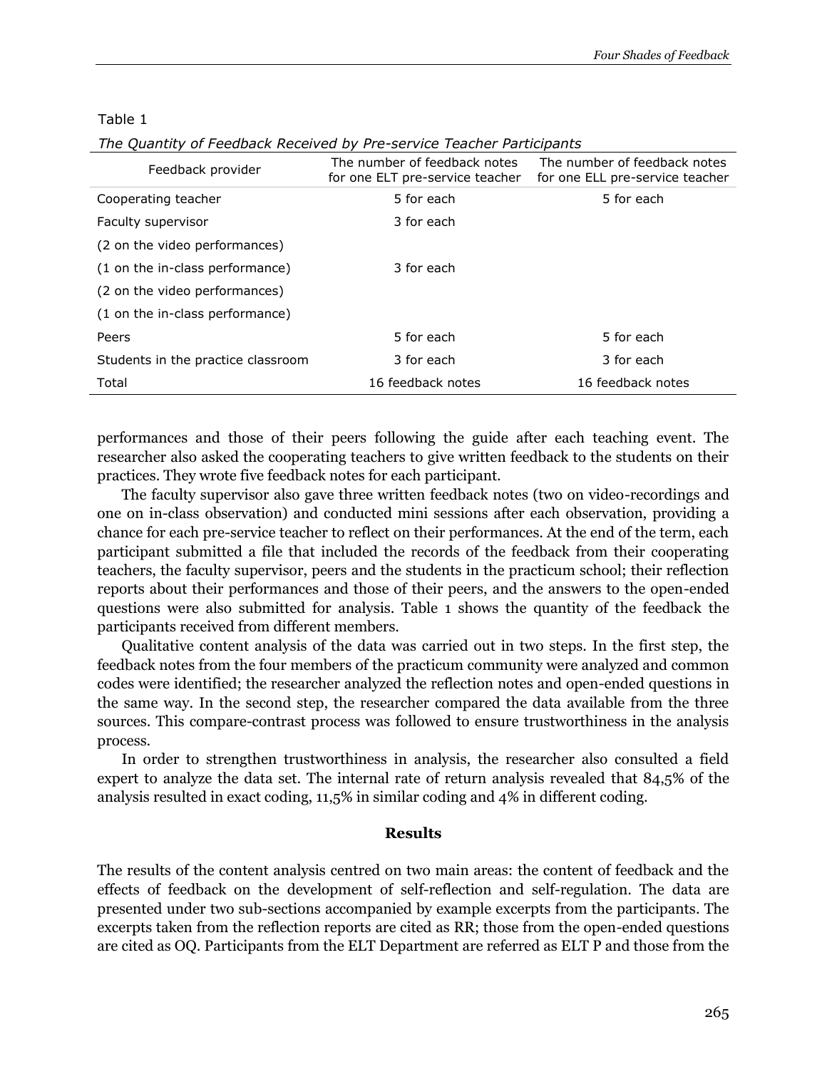Table 1

*The Quantity of Feedback Received by Pre-service Teacher Participants*

| Feedback provider | The number of feedback notes for one ELT pre-service teacher | The number of feedback notes for one ELL pre-service teacher |
|---|---|---|
| Cooperating teacher | 5 for each | 5 for each |
| Faculty supervisor | 3 for each | |
| (2 on the video performances) | | |
| (1 on the in-class performance) | 3 for each | |
| (2 on the video performances) | | |
| (1 on the in-class performance) | | |
| Peers | 5 for each | 5 for each |
| Students in the practice classroom | 3 for each | 3 for each |
| Total | 16 feedback notes | 16 feedback notes |

performances and those of their peers following the guide after each teaching event. The researcher also asked the cooperating teachers to give written feedback to the students on their practices. They wrote five feedback notes for each participant.

The faculty supervisor also gave three written feedback notes (two on video-recordings and one on in-class observation) and conducted mini sessions after each observation, providing a chance for each pre-service teacher to reflect on their performances. At the end of the term, each participant submitted a file that included the records of the feedback from their cooperating teachers, the faculty supervisor, peers and the students in the practicum school; their reflection reports about their performances and those of their peers, and the answers to the open-ended questions were also submitted for analysis. Table 1 shows the quantity of the feedback the participants received from different members.

Qualitative content analysis of the data was carried out in two steps. In the first step, the feedback notes from the four members of the practicum community were analyzed and common codes were identified; the researcher analyzed the reflection notes and open-ended questions in the same way. In the second step, the researcher compared the data available from the three sources. This compare-contrast process was followed to ensure trustworthiness in the analysis process.

In order to strengthen trustworthiness in analysis, the researcher also consulted a field expert to analyze the data set. The internal rate of return analysis revealed that 84,5% of the analysis resulted in exact coding, 11,5% in similar coding and 4% in different coding.

## Results

The results of the content analysis centred on two main areas: the content of feedback and the effects of feedback on the development of self-reflection and self-regulation. The data are presented under two sub-sections accompanied by example excerpts from the participants. The excerpts taken from the reflection reports are cited as RR; those from the open-ended questions are cited as OQ. Participants from the ELT Department are referred as ELT P and those from the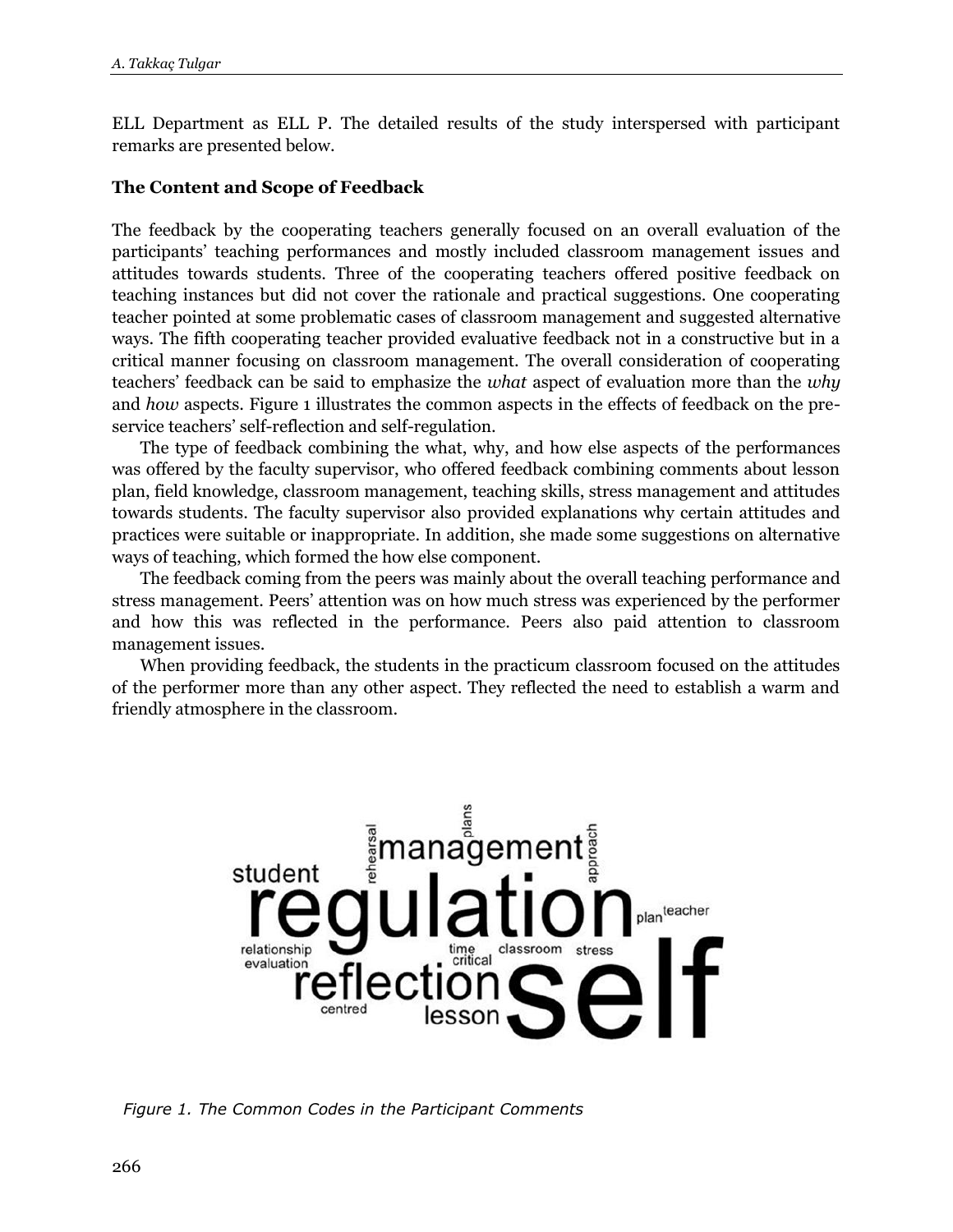ELL Department as ELL P. The detailed results of the study interspersed with participant remarks are presented below.

### The Content and Scope of Feedback

The feedback by the cooperating teachers generally focused on an overall evaluation of the participants' teaching performances and mostly included classroom management issues and attitudes towards students. Three of the cooperating teachers offered positive feedback on teaching instances but did not cover the rationale and practical suggestions. One cooperating teacher pointed at some problematic cases of classroom management and suggested alternative ways. The fifth cooperating teacher provided evaluative feedback not in a constructive but in a critical manner focusing on classroom management. The overall consideration of cooperating teachers' feedback can be said to emphasize the *what* aspect of evaluation more than the *why* and *how* aspects. Figure 1 illustrates the common aspects in the effects of feedback on the pre-service teachers' self-reflection and self-regulation.

The type of feedback combining the what, why, and how else aspects of the performances was offered by the faculty supervisor, who offered feedback combining comments about lesson plan, field knowledge, classroom management, teaching skills, stress management and attitudes towards students. The faculty supervisor also provided explanations why certain attitudes and practices were suitable or inappropriate. In addition, she made some suggestions on alternative ways of teaching, which formed the how else component.

The feedback coming from the peers was mainly about the overall teaching performance and stress management. Peers' attention was on how much stress was experienced by the performer and how this was reflected in the performance. Peers also paid attention to classroom management issues.

When providing feedback, the students in the practicum classroom focused on the attitudes of the performer more than any other aspect. They reflected the need to establish a warm and friendly atmosphere in the classroom.

*Figure 1. The Common Codes in the Participant Comments*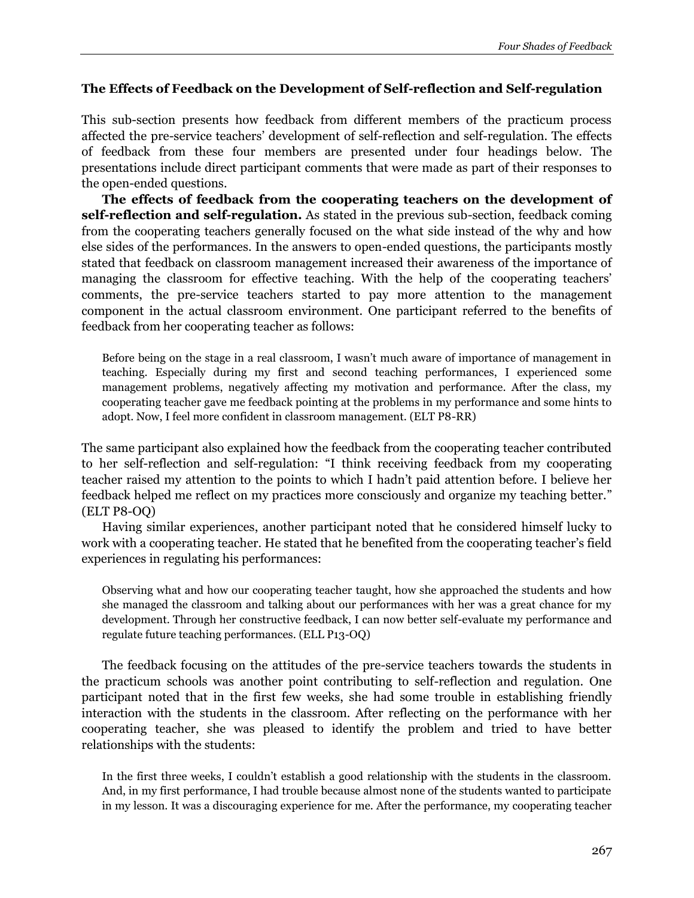### The Effects of Feedback on the Development of Self-reflection and Self-regulation

This sub-section presents how feedback from different members of the practicum process affected the pre-service teachers' development of self-reflection and self-regulation. The effects of feedback from these four members are presented under four headings below. The presentations include direct participant comments that were made as part of their responses to the open-ended questions.

**The effects of feedback from the cooperating teachers on the development of self-reflection and self-regulation.** As stated in the previous sub-section, feedback coming from the cooperating teachers generally focused on the what side instead of the why and how else sides of the performances. In the answers to open-ended questions, the participants mostly stated that feedback on classroom management increased their awareness of the importance of managing the classroom for effective teaching. With the help of the cooperating teachers' comments, the pre-service teachers started to pay more attention to the management component in the actual classroom environment. One participant referred to the benefits of feedback from her cooperating teacher as follows:

> Before being on the stage in a real classroom, I wasn't much aware of importance of management in teaching. Especially during my first and second teaching performances, I experienced some management problems, negatively affecting my motivation and performance. After the class, my cooperating teacher gave me feedback pointing at the problems in my performance and some hints to adopt. Now, I feel more confident in classroom management. (ELT P8-RR)

The same participant also explained how the feedback from the cooperating teacher contributed to her self-reflection and self-regulation: "I think receiving feedback from my cooperating teacher raised my attention to the points to which I hadn't paid attention before. I believe her feedback helped me reflect on my practices more consciously and organize my teaching better." (ELT P8-OQ)

Having similar experiences, another participant noted that he considered himself lucky to work with a cooperating teacher. He stated that he benefited from the cooperating teacher's field experiences in regulating his performances:

> Observing what and how our cooperating teacher taught, how she approached the students and how she managed the classroom and talking about our performances with her was a great chance for my development. Through her constructive feedback, I can now better self-evaluate my performance and regulate future teaching performances. (ELL P13-OQ)

The feedback focusing on the attitudes of the pre-service teachers towards the students in the practicum schools was another point contributing to self-reflection and regulation. One participant noted that in the first few weeks, she had some trouble in establishing friendly interaction with the students in the classroom. After reflecting on the performance with her cooperating teacher, she was pleased to identify the problem and tried to have better relationships with the students:

> In the first three weeks, I couldn't establish a good relationship with the students in the classroom. And, in my first performance, I had trouble because almost none of the students wanted to participate in my lesson. It was a discouraging experience for me. After the performance, my cooperating teacher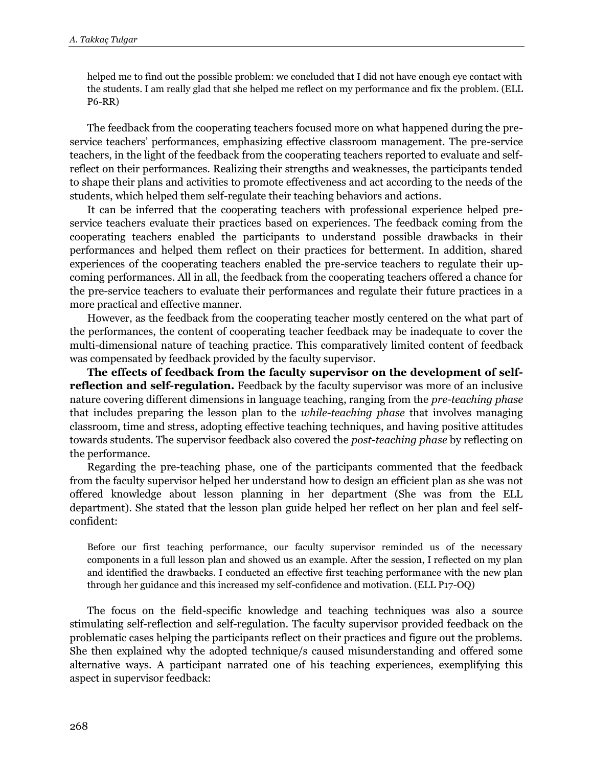> helped me to find out the possible problem: we concluded that I did not have enough eye contact with the students. I am really glad that she helped me reflect on my performance and fix the problem. (ELL P6-RR)

The feedback from the cooperating teachers focused more on what happened during the pre-service teachers' performances, emphasizing effective classroom management. The pre-service teachers, in the light of the feedback from the cooperating teachers reported to evaluate and self-reflect on their performances. Realizing their strengths and weaknesses, the participants tended to shape their plans and activities to promote effectiveness and act according to the needs of the students, which helped them self-regulate their teaching behaviors and actions.

It can be inferred that the cooperating teachers with professional experience helped pre-service teachers evaluate their practices based on experiences. The feedback coming from the cooperating teachers enabled the participants to understand possible drawbacks in their performances and helped them reflect on their practices for betterment. In addition, shared experiences of the cooperating teachers enabled the pre-service teachers to regulate their up-coming performances. All in all, the feedback from the cooperating teachers offered a chance for the pre-service teachers to evaluate their performances and regulate their future practices in a more practical and effective manner.

However, as the feedback from the cooperating teacher mostly centered on the what part of the performances, the content of cooperating teacher feedback may be inadequate to cover the multi-dimensional nature of teaching practice. This comparatively limited content of feedback was compensated by feedback provided by the faculty supervisor.

**The effects of feedback from the faculty supervisor on the development of self-reflection and self-regulation.** Feedback by the faculty supervisor was more of an inclusive nature covering different dimensions in language teaching, ranging from the *pre-teaching phase* that includes preparing the lesson plan to the *while-teaching phase* that involves managing classroom, time and stress, adopting effective teaching techniques, and having positive attitudes towards students. The supervisor feedback also covered the *post-teaching phase* by reflecting on the performance.

Regarding the pre-teaching phase, one of the participants commented that the feedback from the faculty supervisor helped her understand how to design an efficient plan as she was not offered knowledge about lesson planning in her department (She was from the ELL department). She stated that the lesson plan guide helped her reflect on her plan and feel self-confident:

> Before our first teaching performance, our faculty supervisor reminded us of the necessary components in a full lesson plan and showed us an example. After the session, I reflected on my plan and identified the drawbacks. I conducted an effective first teaching performance with the new plan through her guidance and this increased my self-confidence and motivation. (ELL P17-OQ)

The focus on the field-specific knowledge and teaching techniques was also a source stimulating self-reflection and self-regulation. The faculty supervisor provided feedback on the problematic cases helping the participants reflect on their practices and figure out the problems. She then explained why the adopted technique/s caused misunderstanding and offered some alternative ways. A participant narrated one of his teaching experiences, exemplifying this aspect in supervisor feedback: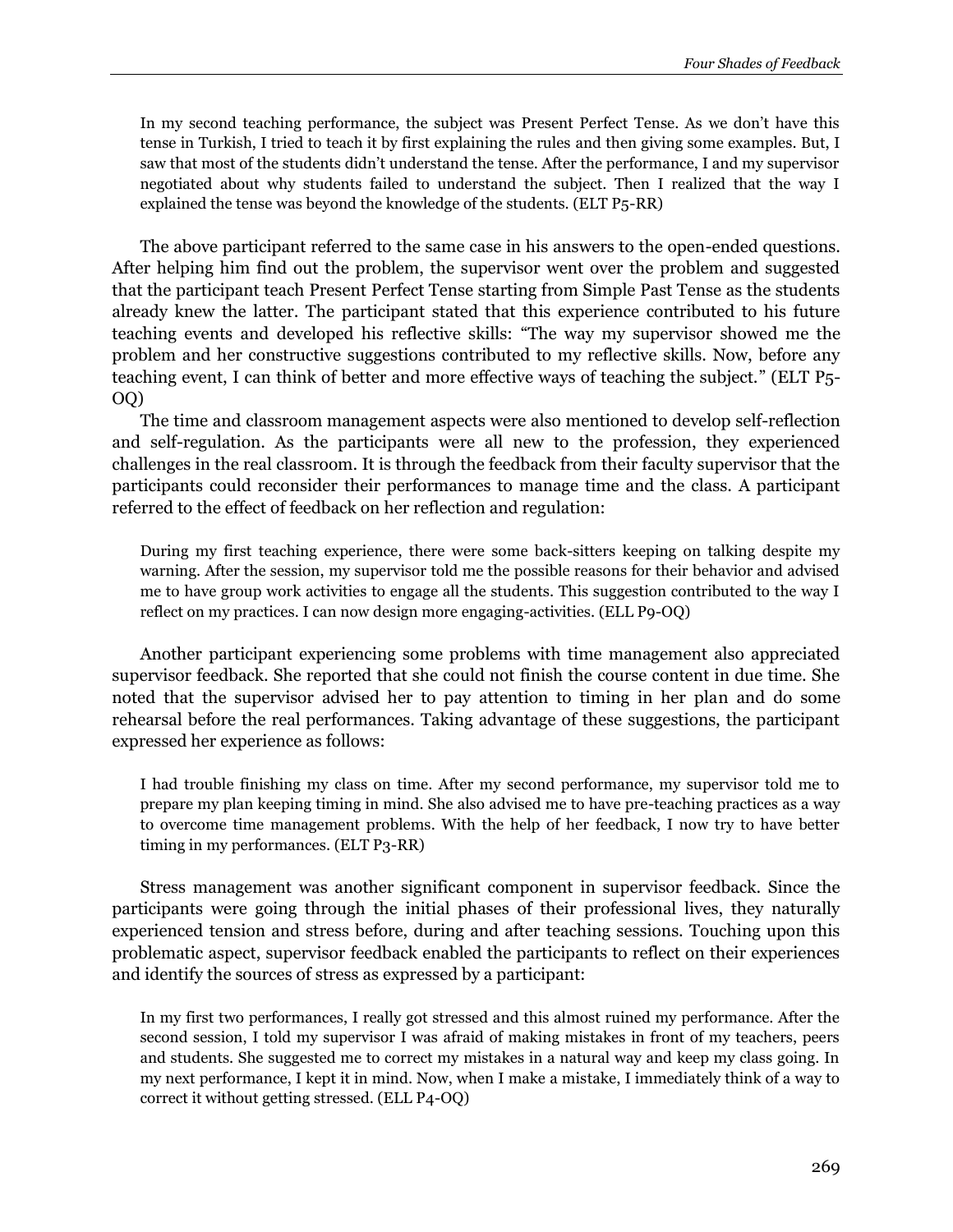> In my second teaching performance, the subject was Present Perfect Tense. As we don't have this tense in Turkish, I tried to teach it by first explaining the rules and then giving some examples. But, I saw that most of the students didn't understand the tense. After the performance, I and my supervisor negotiated about why students failed to understand the subject. Then I realized that the way I explained the tense was beyond the knowledge of the students. (ELT P5-RR)

The above participant referred to the same case in his answers to the open-ended questions. After helping him find out the problem, the supervisor went over the problem and suggested that the participant teach Present Perfect Tense starting from Simple Past Tense as the students already knew the latter. The participant stated that this experience contributed to his future teaching events and developed his reflective skills: "The way my supervisor showed me the problem and her constructive suggestions contributed to my reflective skills. Now, before any teaching event, I can think of better and more effective ways of teaching the subject." (ELT P5-OQ)

The time and classroom management aspects were also mentioned to develop self-reflection and self-regulation. As the participants were all new to the profession, they experienced challenges in the real classroom. It is through the feedback from their faculty supervisor that the participants could reconsider their performances to manage time and the class. A participant referred to the effect of feedback on her reflection and regulation:

> During my first teaching experience, there were some back-sitters keeping on talking despite my warning. After the session, my supervisor told me the possible reasons for their behavior and advised me to have group work activities to engage all the students. This suggestion contributed to the way I reflect on my practices. I can now design more engaging-activities. (ELL P9-OQ)

Another participant experiencing some problems with time management also appreciated supervisor feedback. She reported that she could not finish the course content in due time. She noted that the supervisor advised her to pay attention to timing in her plan and do some rehearsal before the real performances. Taking advantage of these suggestions, the participant expressed her experience as follows:

> I had trouble finishing my class on time. After my second performance, my supervisor told me to prepare my plan keeping timing in mind. She also advised me to have pre-teaching practices as a way to overcome time management problems. With the help of her feedback, I now try to have better timing in my performances. (ELT P3-RR)

Stress management was another significant component in supervisor feedback. Since the participants were going through the initial phases of their professional lives, they naturally experienced tension and stress before, during and after teaching sessions. Touching upon this problematic aspect, supervisor feedback enabled the participants to reflect on their experiences and identify the sources of stress as expressed by a participant:

> In my first two performances, I really got stressed and this almost ruined my performance. After the second session, I told my supervisor I was afraid of making mistakes in front of my teachers, peers and students. She suggested me to correct my mistakes in a natural way and keep my class going. In my next performance, I kept it in mind. Now, when I make a mistake, I immediately think of a way to correct it without getting stressed. (ELL P4-OQ)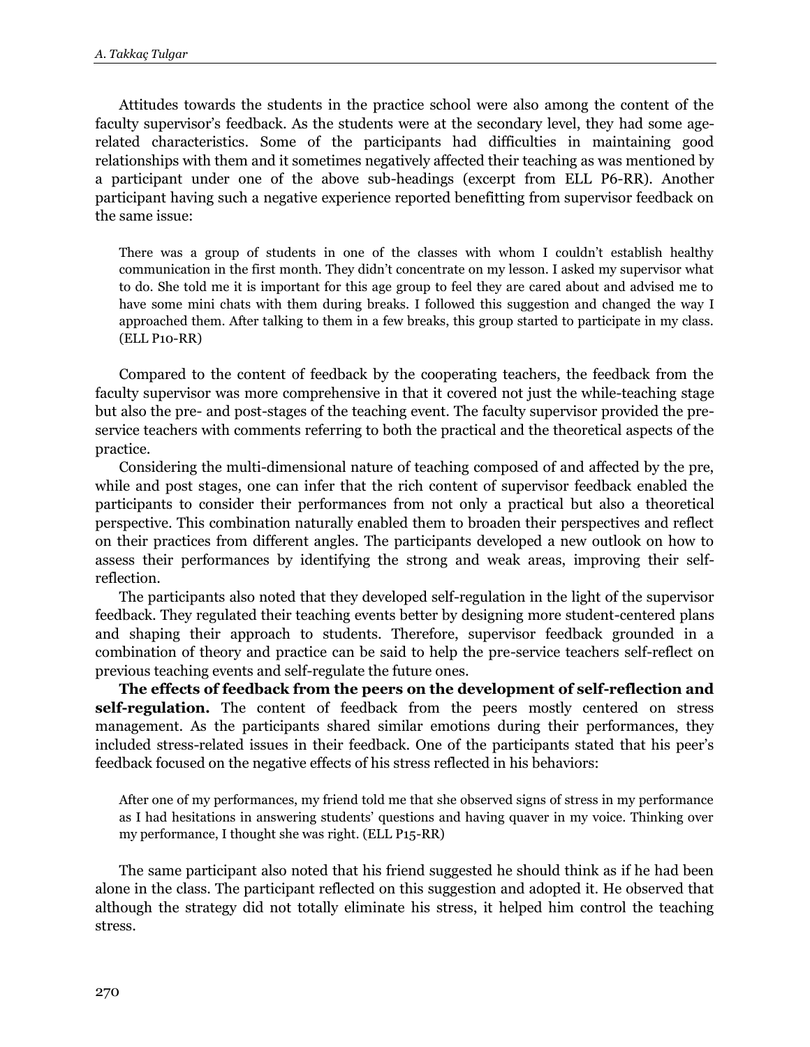Attitudes towards the students in the practice school were also among the content of the faculty supervisor's feedback. As the students were at the secondary level, they had some age-related characteristics. Some of the participants had difficulties in maintaining good relationships with them and it sometimes negatively affected their teaching as was mentioned by a participant under one of the above sub-headings (excerpt from ELL P6-RR). Another participant having such a negative experience reported benefitting from supervisor feedback on the same issue:

> There was a group of students in one of the classes with whom I couldn't establish healthy communication in the first month. They didn't concentrate on my lesson. I asked my supervisor what to do. She told me it is important for this age group to feel they are cared about and advised me to have some mini chats with them during breaks. I followed this suggestion and changed the way I approached them. After talking to them in a few breaks, this group started to participate in my class. (ELL P10-RR)

Compared to the content of feedback by the cooperating teachers, the feedback from the faculty supervisor was more comprehensive in that it covered not just the while-teaching stage but also the pre- and post-stages of the teaching event. The faculty supervisor provided the pre-service teachers with comments referring to both the practical and the theoretical aspects of the practice.

Considering the multi-dimensional nature of teaching composed of and affected by the pre, while and post stages, one can infer that the rich content of supervisor feedback enabled the participants to consider their performances from not only a practical but also a theoretical perspective. This combination naturally enabled them to broaden their perspectives and reflect on their practices from different angles. The participants developed a new outlook on how to assess their performances by identifying the strong and weak areas, improving their self-reflection.

The participants also noted that they developed self-regulation in the light of the supervisor feedback. They regulated their teaching events better by designing more student-centered plans and shaping their approach to students. Therefore, supervisor feedback grounded in a combination of theory and practice can be said to help the pre-service teachers self-reflect on previous teaching events and self-regulate the future ones.

**The effects of feedback from the peers on the development of self-reflection and self-regulation.** The content of feedback from the peers mostly centered on stress management. As the participants shared similar emotions during their performances, they included stress-related issues in their feedback. One of the participants stated that his peer's feedback focused on the negative effects of his stress reflected in his behaviors:

> After one of my performances, my friend told me that she observed signs of stress in my performance as I had hesitations in answering students' questions and having quaver in my voice. Thinking over my performance, I thought she was right. (ELL P15-RR)

The same participant also noted that his friend suggested he should think as if he had been alone in the class. The participant reflected on this suggestion and adopted it. He observed that although the strategy did not totally eliminate his stress, it helped him control the teaching stress.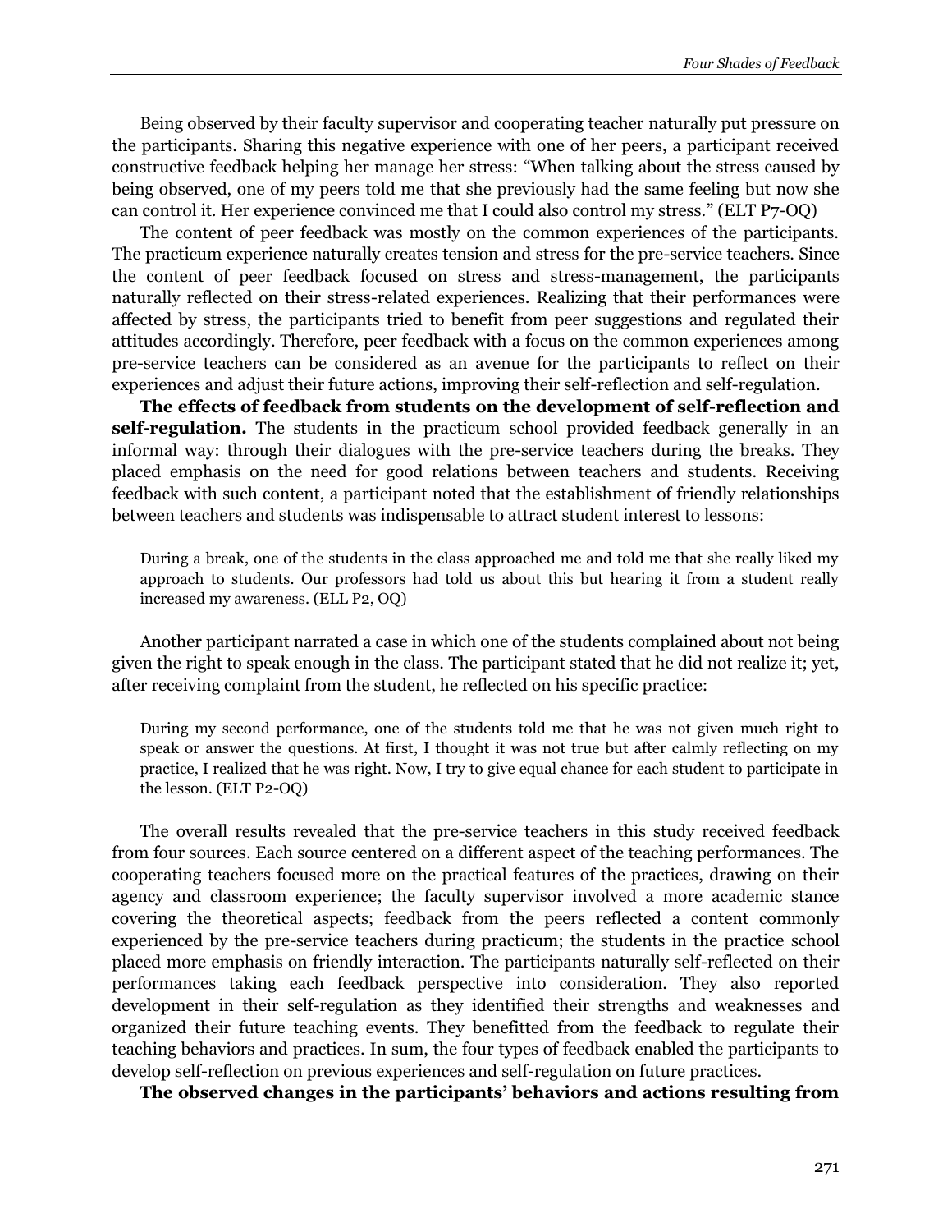Being observed by their faculty supervisor and cooperating teacher naturally put pressure on the participants. Sharing this negative experience with one of her peers, a participant received constructive feedback helping her manage her stress: "When talking about the stress caused by being observed, one of my peers told me that she previously had the same feeling but now she can control it. Her experience convinced me that I could also control my stress." (ELT P7-OQ)

The content of peer feedback was mostly on the common experiences of the participants. The practicum experience naturally creates tension and stress for the pre-service teachers. Since the content of peer feedback focused on stress and stress-management, the participants naturally reflected on their stress-related experiences. Realizing that their performances were affected by stress, the participants tried to benefit from peer suggestions and regulated their attitudes accordingly. Therefore, peer feedback with a focus on the common experiences among pre-service teachers can be considered as an avenue for the participants to reflect on their experiences and adjust their future actions, improving their self-reflection and self-regulation.

**The effects of feedback from students on the development of self-reflection and self-regulation.** The students in the practicum school provided feedback generally in an informal way: through their dialogues with the pre-service teachers during the breaks. They placed emphasis on the need for good relations between teachers and students. Receiving feedback with such content, a participant noted that the establishment of friendly relationships between teachers and students was indispensable to attract student interest to lessons:

> During a break, one of the students in the class approached me and told me that she really liked my approach to students. Our professors had told us about this but hearing it from a student really increased my awareness. (ELL P2, OQ)

Another participant narrated a case in which one of the students complained about not being given the right to speak enough in the class. The participant stated that he did not realize it; yet, after receiving complaint from the student, he reflected on his specific practice:

> During my second performance, one of the students told me that he was not given much right to speak or answer the questions. At first, I thought it was not true but after calmly reflecting on my practice, I realized that he was right. Now, I try to give equal chance for each student to participate in the lesson. (ELT P2-OQ)

The overall results revealed that the pre-service teachers in this study received feedback from four sources. Each source centered on a different aspect of the teaching performances. The cooperating teachers focused more on the practical features of the practices, drawing on their agency and classroom experience; the faculty supervisor involved a more academic stance covering the theoretical aspects; feedback from the peers reflected a content commonly experienced by the pre-service teachers during practicum; the students in the practice school placed more emphasis on friendly interaction. The participants naturally self-reflected on their performances taking each feedback perspective into consideration. They also reported development in their self-regulation as they identified their strengths and weaknesses and organized their future teaching events. They benefitted from the feedback to regulate their teaching behaviors and practices. In sum, the four types of feedback enabled the participants to develop self-reflection on previous experiences and self-regulation on future practices.

**The observed changes in the participants' behaviors and actions resulting from**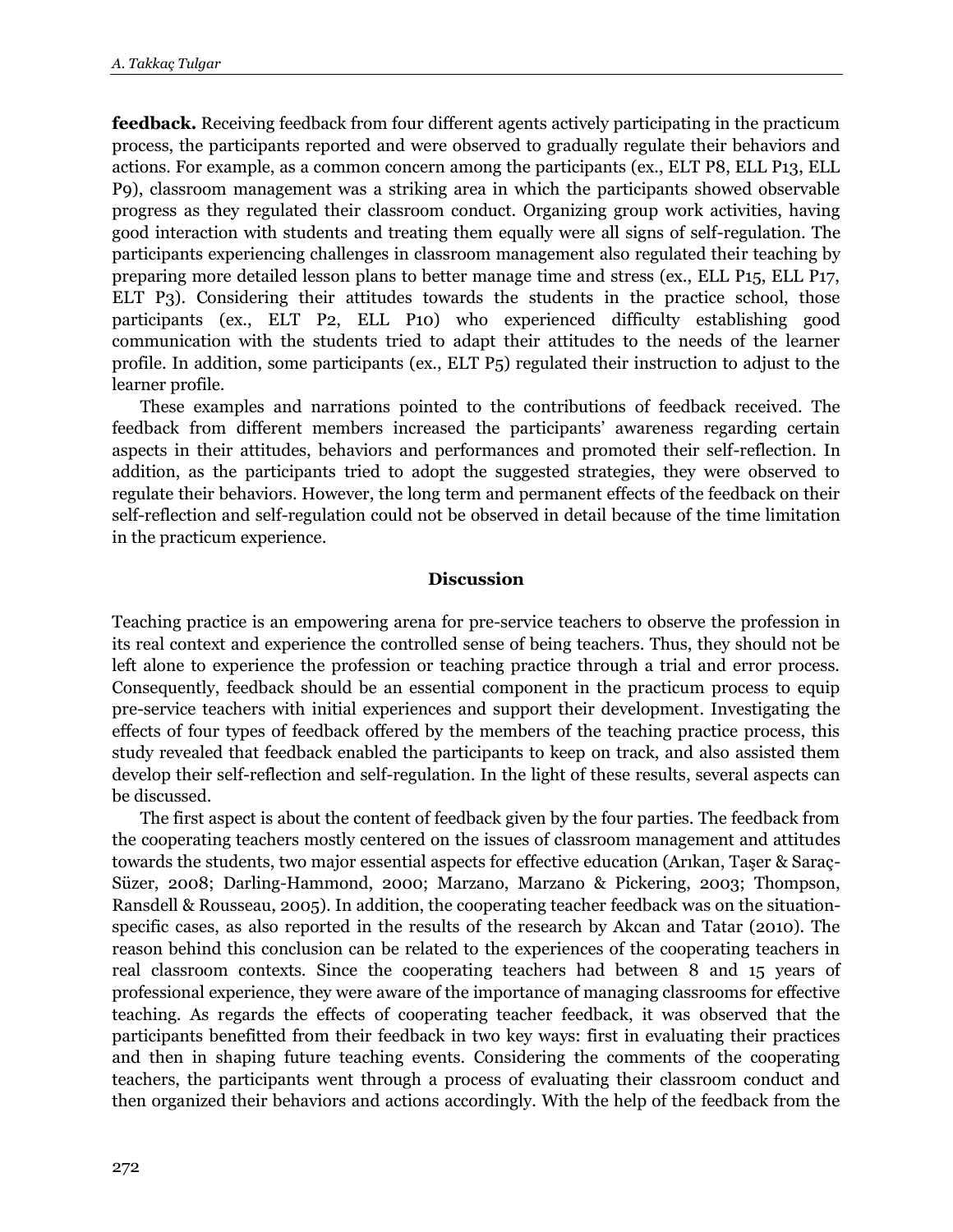**feedback.** Receiving feedback from four different agents actively participating in the practicum process, the participants reported and were observed to gradually regulate their behaviors and actions. For example, as a common concern among the participants (ex., ELT P8, ELL P13, ELL P9), classroom management was a striking area in which the participants showed observable progress as they regulated their classroom conduct. Organizing group work activities, having good interaction with students and treating them equally were all signs of self-regulation. The participants experiencing challenges in classroom management also regulated their teaching by preparing more detailed lesson plans to better manage time and stress (ex., ELL P15, ELL P17, ELT P3). Considering their attitudes towards the students in the practice school, those participants (ex., ELT P2, ELL P10) who experienced difficulty establishing good communication with the students tried to adapt their attitudes to the needs of the learner profile. In addition, some participants (ex., ELT P5) regulated their instruction to adjust to the learner profile.

These examples and narrations pointed to the contributions of feedback received. The feedback from different members increased the participants' awareness regarding certain aspects in their attitudes, behaviors and performances and promoted their self-reflection. In addition, as the participants tried to adopt the suggested strategies, they were observed to regulate their behaviors. However, the long term and permanent effects of the feedback on their self-reflection and self-regulation could not be observed in detail because of the time limitation in the practicum experience.

## Discussion

Teaching practice is an empowering arena for pre-service teachers to observe the profession in its real context and experience the controlled sense of being teachers. Thus, they should not be left alone to experience the profession or teaching practice through a trial and error process. Consequently, feedback should be an essential component in the practicum process to equip pre-service teachers with initial experiences and support their development. Investigating the effects of four types of feedback offered by the members of the teaching practice process, this study revealed that feedback enabled the participants to keep on track, and also assisted them develop their self-reflection and self-regulation. In the light of these results, several aspects can be discussed.

The first aspect is about the content of feedback given by the four parties. The feedback from the cooperating teachers mostly centered on the issues of classroom management and attitudes towards the students, two major essential aspects for effective education (Arıkan, Taşer & Saraç-Süzer, 2008; Darling-Hammond, 2000; Marzano, Marzano & Pickering, 2003; Thompson, Ransdell & Rousseau, 2005). In addition, the cooperating teacher feedback was on the situation-specific cases, as also reported in the results of the research by Akcan and Tatar (2010). The reason behind this conclusion can be related to the experiences of the cooperating teachers in real classroom contexts. Since the cooperating teachers had between 8 and 15 years of professional experience, they were aware of the importance of managing classrooms for effective teaching. As regards the effects of cooperating teacher feedback, it was observed that the participants benefitted from their feedback in two key ways: first in evaluating their practices and then in shaping future teaching events. Considering the comments of the cooperating teachers, the participants went through a process of evaluating their classroom conduct and then organized their behaviors and actions accordingly. With the help of the feedback from the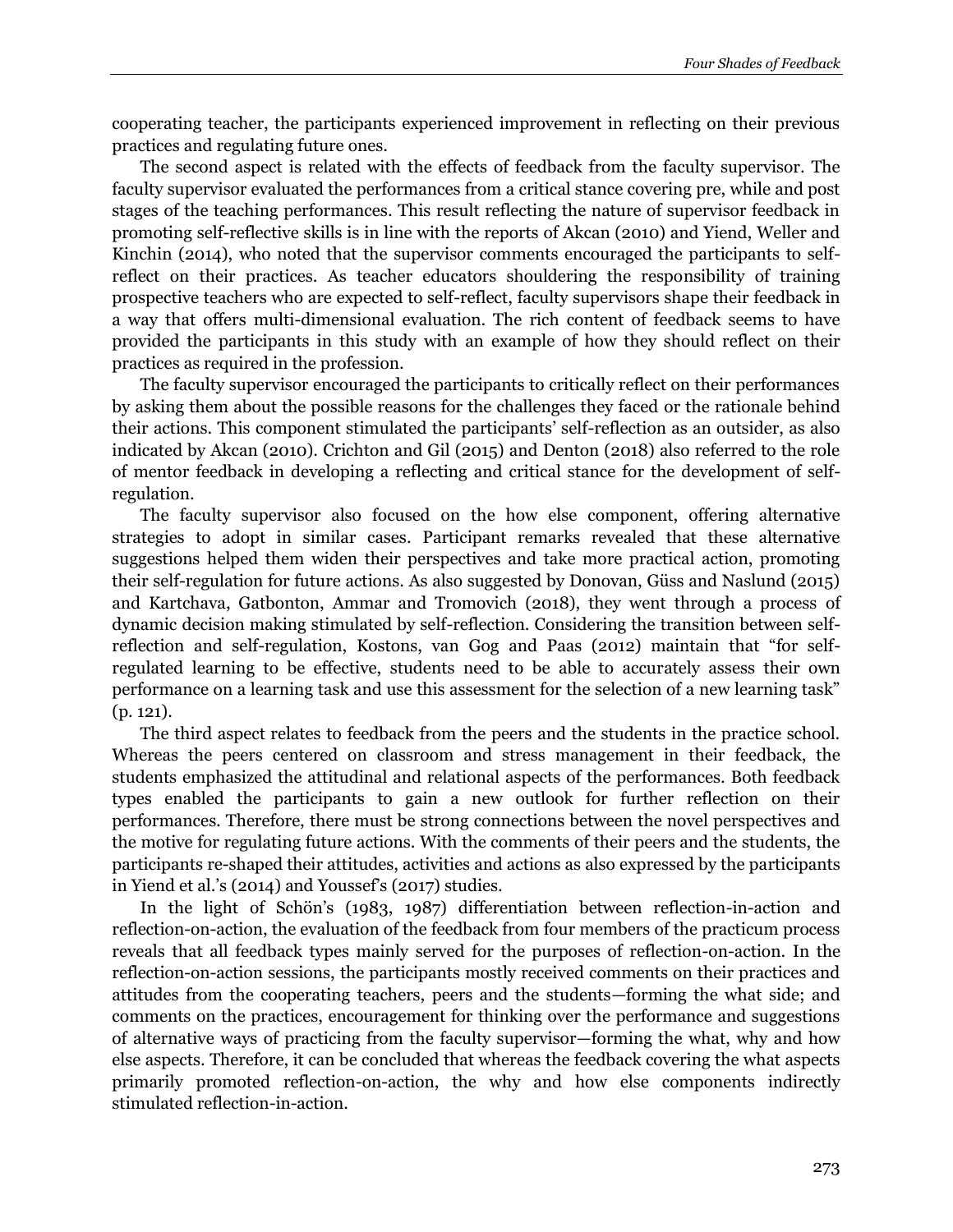cooperating teacher, the participants experienced improvement in reflecting on their previous practices and regulating future ones.

The second aspect is related with the effects of feedback from the faculty supervisor. The faculty supervisor evaluated the performances from a critical stance covering pre, while and post stages of the teaching performances. This result reflecting the nature of supervisor feedback in promoting self-reflective skills is in line with the reports of Akcan (2010) and Yiend, Weller and Kinchin (2014), who noted that the supervisor comments encouraged the participants to self-reflect on their practices. As teacher educators shouldering the responsibility of training prospective teachers who are expected to self-reflect, faculty supervisors shape their feedback in a way that offers multi-dimensional evaluation. The rich content of feedback seems to have provided the participants in this study with an example of how they should reflect on their practices as required in the profession.

The faculty supervisor encouraged the participants to critically reflect on their performances by asking them about the possible reasons for the challenges they faced or the rationale behind their actions. This component stimulated the participants' self-reflection as an outsider, as also indicated by Akcan (2010). Crichton and Gil (2015) and Denton (2018) also referred to the role of mentor feedback in developing a reflecting and critical stance for the development of self-regulation.

The faculty supervisor also focused on the how else component, offering alternative strategies to adopt in similar cases. Participant remarks revealed that these alternative suggestions helped them widen their perspectives and take more practical action, promoting their self-regulation for future actions. As also suggested by Donovan, Güss and Naslund (2015) and Kartchava, Gatbonton, Ammar and Tromovich (2018), they went through a process of dynamic decision making stimulated by self-reflection. Considering the transition between self-reflection and self-regulation, Kostons, van Gog and Paas (2012) maintain that "for self-regulated learning to be effective, students need to be able to accurately assess their own performance on a learning task and use this assessment for the selection of a new learning task" (p. 121).

The third aspect relates to feedback from the peers and the students in the practice school. Whereas the peers centered on classroom and stress management in their feedback, the students emphasized the attitudinal and relational aspects of the performances. Both feedback types enabled the participants to gain a new outlook for further reflection on their performances. Therefore, there must be strong connections between the novel perspectives and the motive for regulating future actions. With the comments of their peers and the students, the participants re-shaped their attitudes, activities and actions as also expressed by the participants in Yiend et al.'s (2014) and Youssef's (2017) studies.

In the light of Schön's (1983, 1987) differentiation between reflection-in-action and reflection-on-action, the evaluation of the feedback from four members of the practicum process reveals that all feedback types mainly served for the purposes of reflection-on-action. In the reflection-on-action sessions, the participants mostly received comments on their practices and attitudes from the cooperating teachers, peers and the students—forming the what side; and comments on the practices, encouragement for thinking over the performance and suggestions of alternative ways of practicing from the faculty supervisor—forming the what, why and how else aspects. Therefore, it can be concluded that whereas the feedback covering the what aspects primarily promoted reflection-on-action, the why and how else components indirectly stimulated reflection-in-action.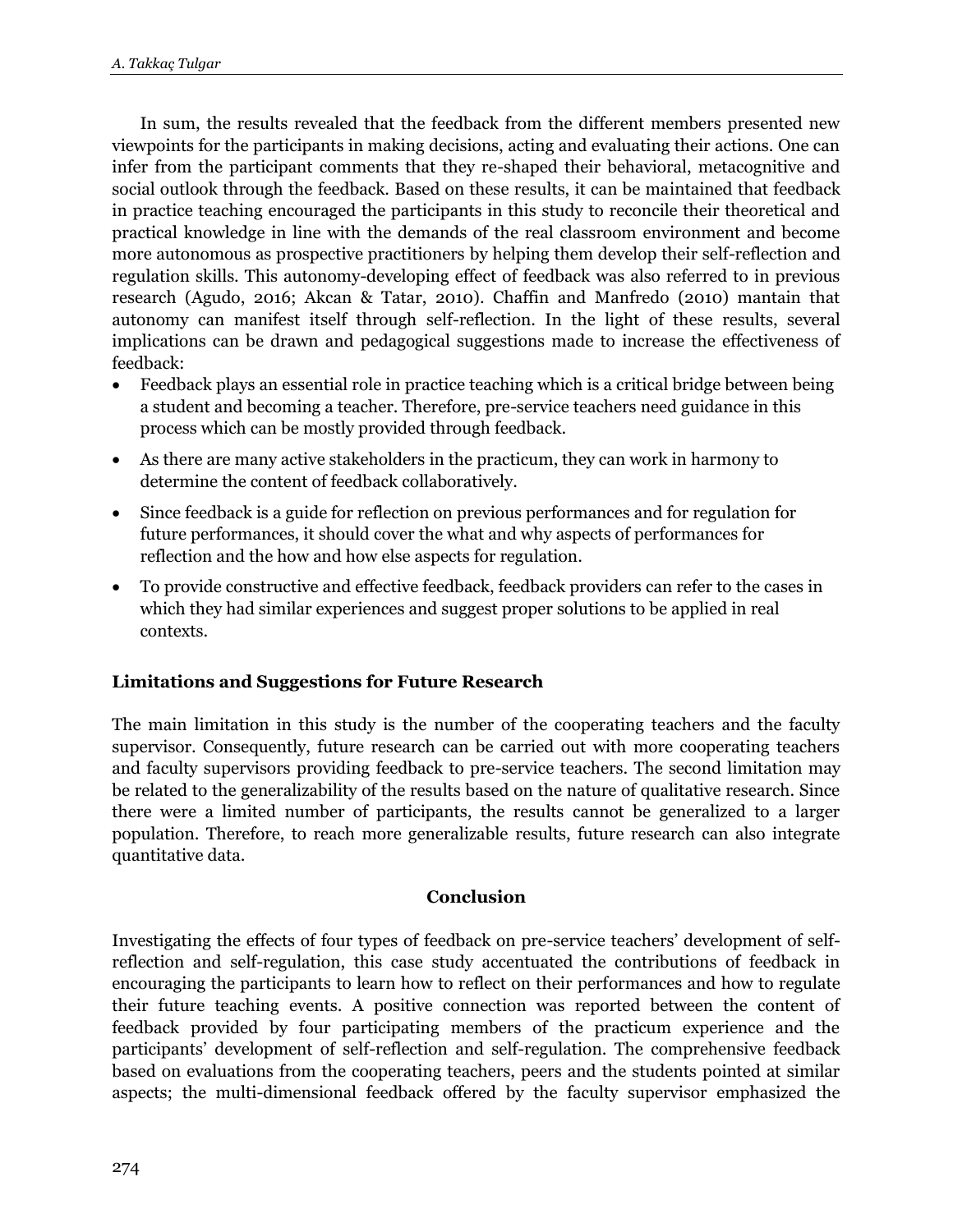In sum, the results revealed that the feedback from the different members presented new viewpoints for the participants in making decisions, acting and evaluating their actions. One can infer from the participant comments that they re-shaped their behavioral, metacognitive and social outlook through the feedback. Based on these results, it can be maintained that feedback in practice teaching encouraged the participants in this study to reconcile their theoretical and practical knowledge in line with the demands of the real classroom environment and become more autonomous as prospective practitioners by helping them develop their self-reflection and regulation skills. This autonomy-developing effect of feedback was also referred to in previous research (Agudo, 2016; Akcan & Tatar, 2010). Chaffin and Manfredo (2010) mantain that autonomy can manifest itself through self-reflection. In the light of these results, several implications can be drawn and pedagogical suggestions made to increase the effectiveness of feedback:

- Feedback plays an essential role in practice teaching which is a critical bridge between being a student and becoming a teacher. Therefore, pre-service teachers need guidance in this process which can be mostly provided through feedback.
- As there are many active stakeholders in the practicum, they can work in harmony to determine the content of feedback collaboratively.
- Since feedback is a guide for reflection on previous performances and for regulation for future performances, it should cover the what and why aspects of performances for reflection and the how and how else aspects for regulation.
- To provide constructive and effective feedback, feedback providers can refer to the cases in which they had similar experiences and suggest proper solutions to be applied in real contexts.

## Limitations and Suggestions for Future Research

The main limitation in this study is the number of the cooperating teachers and the faculty supervisor. Consequently, future research can be carried out with more cooperating teachers and faculty supervisors providing feedback to pre-service teachers. The second limitation may be related to the generalizability of the results based on the nature of qualitative research. Since there were a limited number of participants, the results cannot be generalized to a larger population. Therefore, to reach more generalizable results, future research can also integrate quantitative data.

## Conclusion

Investigating the effects of four types of feedback on pre-service teachers' development of self-reflection and self-regulation, this case study accentuated the contributions of feedback in encouraging the participants to learn how to reflect on their performances and how to regulate their future teaching events. A positive connection was reported between the content of feedback provided by four participating members of the practicum experience and the participants' development of self-reflection and self-regulation. The comprehensive feedback based on evaluations from the cooperating teachers, peers and the students pointed at similar aspects; the multi-dimensional feedback offered by the faculty supervisor emphasized the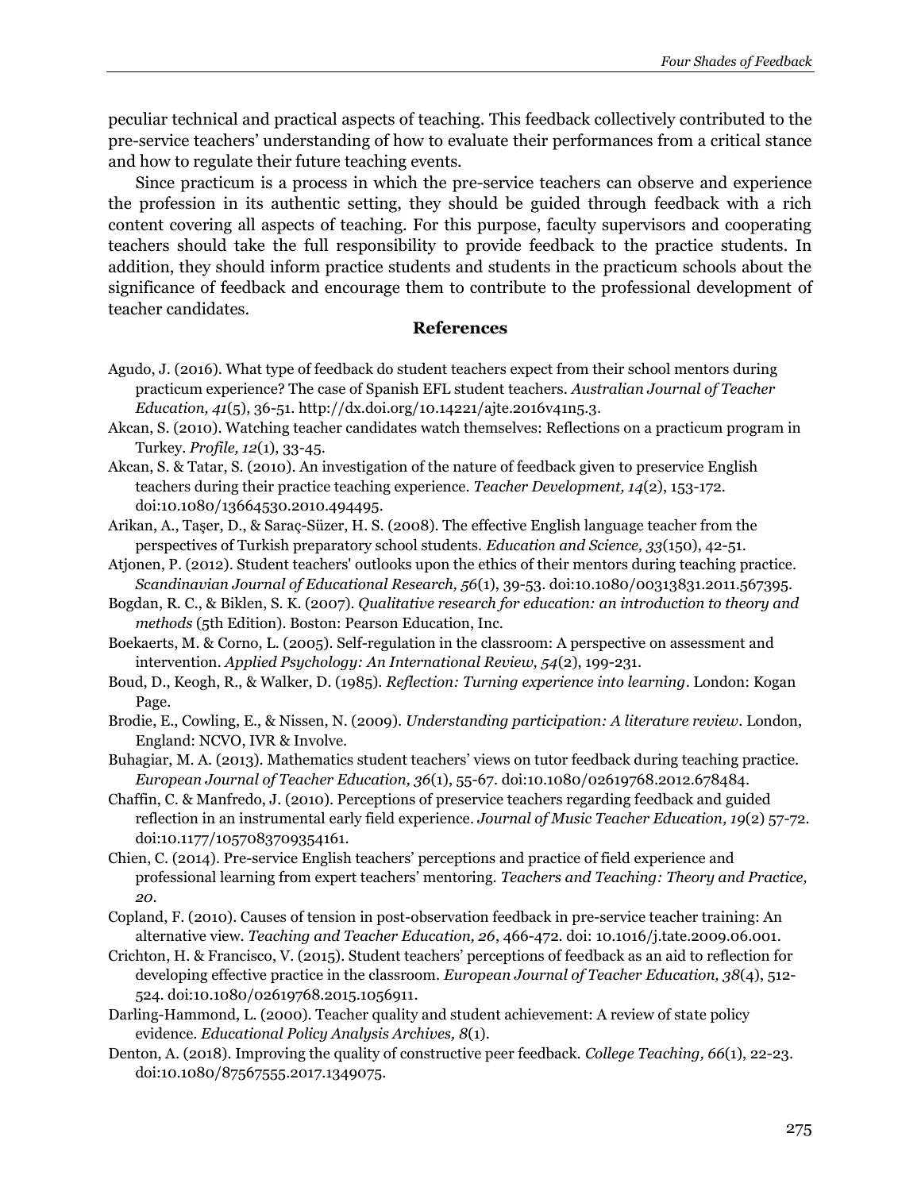peculiar technical and practical aspects of teaching. This feedback collectively contributed to the pre-service teachers' understanding of how to evaluate their performances from a critical stance and how to regulate their future teaching events.

Since practicum is a process in which the pre-service teachers can observe and experience the profession in its authentic setting, they should be guided through feedback with a rich content covering all aspects of teaching. For this purpose, faculty supervisors and cooperating teachers should take the full responsibility to provide feedback to the practice students. In addition, they should inform practice students and students in the practicum schools about the significance of feedback and encourage them to contribute to the professional development of teacher candidates.

## References

Agudo, J. (2016). What type of feedback do student teachers expect from their school mentors during practicum experience? The case of Spanish EFL student teachers. *Australian Journal of Teacher Education, 41*(5), 36-51. http://dx.doi.org/10.14221/ajte.2016v41n5.3.

Akcan, S. (2010). Watching teacher candidates watch themselves: Reflections on a practicum program in Turkey. *Profile, 12*(1), 33-45.

Akcan, S. & Tatar, S. (2010). An investigation of the nature of feedback given to preservice English teachers during their practice teaching experience. *Teacher Development, 14*(2), 153-172. doi:10.1080/13664530.2010.494495.

Arikan, A., Taşer, D., & Saraç-Süzer, H. S. (2008). The effective English language teacher from the perspectives of Turkish preparatory school students. *Education and Science, 33*(150), 42-51.

Atjonen, P. (2012). Student teachers' outlooks upon the ethics of their mentors during teaching practice. *Scandinavian Journal of Educational Research, 56*(1), 39-53. doi:10.1080/00313831.2011.567395.

Bogdan, R. C., & Biklen, S. K. (2007). *Qualitative research for education: an introduction to theory and methods* (5th Edition). Boston: Pearson Education, Inc.

Boekaerts, M. & Corno, L. (2005). Self-regulation in the classroom: A perspective on assessment and intervention. *Applied Psychology: An International Review, 54*(2), 199-231.

Boud, D., Keogh, R., & Walker, D. (1985). *Reflection: Turning experience into learning*. London: Kogan Page.

Brodie, E., Cowling, E., & Nissen, N. (2009). *Understanding participation: A literature review*. London, England: NCVO, IVR & Involve.

Buhagiar, M. A. (2013). Mathematics student teachers' views on tutor feedback during teaching practice. *European Journal of Teacher Education, 36*(1), 55-67. doi:10.1080/02619768.2012.678484.

Chaffin, C. & Manfredo, J. (2010). Perceptions of preservice teachers regarding feedback and guided reflection in an instrumental early field experience. *Journal of Music Teacher Education, 19*(2) 57-72. doi:10.1177/1057083709354161.

Chien, C. (2014). Pre-service English teachers' perceptions and practice of field experience and professional learning from expert teachers' mentoring. *Teachers and Teaching: Theory and Practice, 20*.

Copland, F. (2010). Causes of tension in post-observation feedback in pre-service teacher training: An alternative view. *Teaching and Teacher Education, 26*, 466-472. doi: 10.1016/j.tate.2009.06.001.

Crichton, H. & Francisco, V. (2015). Student teachers' perceptions of feedback as an aid to reflection for developing effective practice in the classroom. *European Journal of Teacher Education, 38*(4), 512-524. doi:10.1080/02619768.2015.1056911.

Darling-Hammond, L. (2000). Teacher quality and student achievement: A review of state policy evidence. *Educational Policy Analysis Archives, 8*(1).

Denton, A. (2018). Improving the quality of constructive peer feedback. *College Teaching, 66*(1), 22-23. doi:10.1080/87567555.2017.1349075.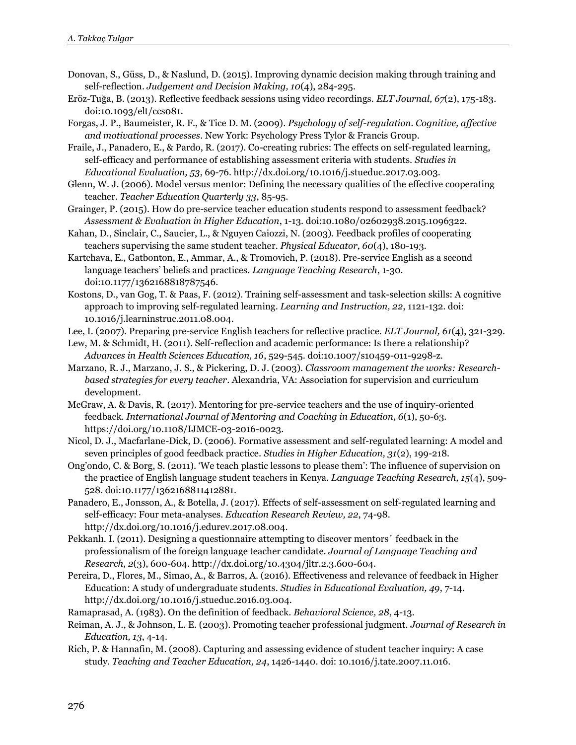Donovan, S., Güss, D., & Naslund, D. (2015). Improving dynamic decision making through training and self-reflection. *Judgement and Decision Making, 10*(4), 284-295.

Eröz-Tuğa, B. (2013). Reflective feedback sessions using video recordings. *ELT Journal, 67*(2), 175-183. doi:10.1093/elt/ccs081.

Forgas, J. P., Baumeister, R. F., & Tice D. M. (2009). *Psychology of self-regulation. Cognitive, affective and motivational processes*. New York: Psychology Press Tylor & Francis Group.

Fraile, J., Panadero, E., & Pardo, R. (2017). Co-creating rubrics: The effects on self-regulated learning, self-efficacy and performance of establishing assessment criteria with students. *Studies in Educational Evaluation, 53*, 69-76. http://dx.doi.org/10.1016/j.stueduc.2017.03.003.

Glenn, W. J. (2006). Model versus mentor: Defining the necessary qualities of the effective cooperating teacher. *Teacher Education Quarterly 33*, 85-95.

Grainger, P. (2015). How do pre-service teacher education students respond to assessment feedback? *Assessment & Evaluation in Higher Education*, 1-13. doi:10.1080/02602938.2015.1096322.

Kahan, D., Sinclair, C., Saucier, L., & Nguyen Caiozzi, N. (2003). Feedback profiles of cooperating teachers supervising the same student teacher. *Physical Educator, 60*(4), 180-193.

Kartchava, E., Gatbonton, E., Ammar, A., & Tromovich, P. (2018). Pre-service English as a second language teachers' beliefs and practices. *Language Teaching Research*, 1-30. doi:10.1177/1362168818787546.

Kostons, D., van Gog, T. & Paas, F. (2012). Training self-assessment and task-selection skills: A cognitive approach to improving self-regulated learning. *Learning and Instruction, 22*, 1121-132. doi: 10.1016/j.learninstruc.2011.08.004.

Lee, I. (2007). Preparing pre-service English teachers for reflective practice. *ELT Journal, 61*(4), 321-329.

Lew, M. & Schmidt, H. (2011). Self-reflection and academic performance: Is there a relationship? *Advances in Health Sciences Education, 16*, 529-545. doi:10.1007/s10459-011-9298-z.

Marzano, R. J., Marzano, J. S., & Pickering, D. J. (2003). *Classroom management the works: Research-based strategies for every teacher*. Alexandria, VA: Association for supervision and curriculum development.

McGraw, A. & Davis, R. (2017). Mentoring for pre-service teachers and the use of inquiry-oriented feedback. *International Journal of Mentoring and Coaching in Education, 6*(1), 50-63. https://doi.org/10.1108/IJMCE-03-2016-0023.

Nicol, D. J., Macfarlane-Dick, D. (2006). Formative assessment and self-regulated learning: A model and seven principles of good feedback practice. *Studies in Higher Education, 31*(2), 199-218.

Ong'ondo, C. & Borg, S. (2011). 'We teach plastic lessons to please them': The influence of supervision on the practice of English language student teachers in Kenya. *Language Teaching Research, 15*(4), 509-528. doi:10.1177/1362168811412881.

Panadero, E., Jonsson, A., & Botella, J. (2017). Effects of self-assessment on self-regulated learning and self-efficacy: Four meta-analyses. *Education Research Review, 22*, 74-98. http://dx.doi.org/10.1016/j.edurev.2017.08.004.

Pekkanlı. I. (2011). Designing a questionnaire attempting to discover mentors´ feedback in the professionalism of the foreign language teacher candidate. *Journal of Language Teaching and Research, 2*(3), 600-604. http://dx.doi.org/10.4304/jltr.2.3.600-604.

Pereira, D., Flores, M., Simao, A., & Barros, A. (2016). Effectiveness and relevance of feedback in Higher Education: A study of undergraduate students. *Studies in Educational Evaluation, 49*, 7-14. http://dx.doi.org/10.1016/j.stueduc.2016.03.004.

Ramaprasad, A. (1983). On the definition of feedback. *Behavioral Science, 28*, 4-13.

Reiman, A. J., & Johnson, L. E. (2003). Promoting teacher professional judgment. *Journal of Research in Education, 13*, 4-14.

Rich, P. & Hannafin, M. (2008). Capturing and assessing evidence of student teacher inquiry: A case study. *Teaching and Teacher Education, 24*, 1426-1440. doi: 10.1016/j.tate.2007.11.016.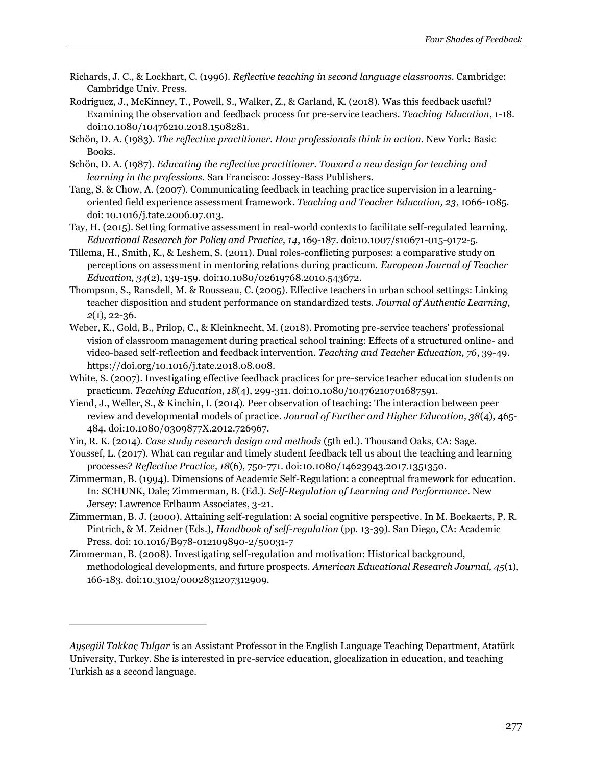Richards, J. C., & Lockhart, C. (1996). *Reflective teaching in second language classrooms*. Cambridge: Cambridge Univ. Press.

Rodriguez, J., McKinney, T., Powell, S., Walker, Z., & Garland, K. (2018). Was this feedback useful? Examining the observation and feedback process for pre-service teachers. *Teaching Education*, 1-18. doi:10.1080/10476210.2018.1508281.

Schön, D. A. (1983). *The reflective practitioner. How professionals think in action*. New York: Basic Books.

Schön, D. A. (1987). *Educating the reflective practitioner. Toward a new design for teaching and learning in the professions*. San Francisco: Jossey-Bass Publishers.

Tang, S. & Chow, A. (2007). Communicating feedback in teaching practice supervision in a learning-oriented field experience assessment framework. *Teaching and Teacher Education, 23*, 1066-1085. doi: 10.1016/j.tate.2006.07.013.

Tay, H. (2015). Setting formative assessment in real-world contexts to facilitate self-regulated learning. *Educational Research for Policy and Practice, 14*, 169-187. doi:10.1007/s10671-015-9172-5.

Tillema, H., Smith, K., & Leshem, S. (2011). Dual roles-conflicting purposes: a comparative study on perceptions on assessment in mentoring relations during practicum. *European Journal of Teacher Education, 34*(2), 139-159. doi:10.1080/02619768.2010.543672.

Thompson, S., Ransdell, M. & Rousseau, C. (2005). Effective teachers in urban school settings: Linking teacher disposition and student performance on standardized tests. *Journal of Authentic Learning, 2*(1), 22-36.

Weber, K., Gold, B., Prilop, C., & Kleinknecht, M. (2018). Promoting pre-service teachers' professional vision of classroom management during practical school training: Effects of a structured online- and video-based self-reflection and feedback intervention. *Teaching and Teacher Education, 76*, 39-49. https://doi.org/10.1016/j.tate.2018.08.008.

White, S. (2007). Investigating effective feedback practices for pre-service teacher education students on practicum. *Teaching Education, 18*(4), 299-311. doi:10.1080/10476210701687591.

Yiend, J., Weller, S., & Kinchin, I. (2014). Peer observation of teaching: The interaction between peer review and developmental models of practice. *Journal of Further and Higher Education, 38*(4), 465-484. doi:10.1080/0309877X.2012.726967.

Yin, R. K. (2014). *Case study research design and methods* (5th ed.). Thousand Oaks, CA: Sage.

Youssef, L. (2017). What can regular and timely student feedback tell us about the teaching and learning processes? *Reflective Practice, 18*(6), 750-771. doi:10.1080/14623943.2017.1351350.

Zimmerman, B. (1994). Dimensions of Academic Self-Regulation: a conceptual framework for education. In: SCHUNK, Dale; Zimmerman, B. (Ed.). *Self-Regulation of Learning and Performance*. New Jersey: Lawrence Erlbaum Associates, 3-21.

Zimmerman, B. J. (2000). Attaining self-regulation: A social cognitive perspective. In M. Boekaerts, P. R. Pintrich, & M. Zeidner (Eds.), *Handbook of self-regulation* (pp. 13-39). San Diego, CA: Academic Press. doi: 10.1016/B978-012109890-2/50031-7

Zimmerman, B. (2008). Investigating self-regulation and motivation: Historical background, methodological developments, and future prospects. *American Educational Research Journal, 45*(1), 166-183. doi:10.3102/0002831207312909.

---

*Ayşegül Takkaç Tulgar* is an Assistant Professor in the English Language Teaching Department, Atatürk University, Turkey. She is interested in pre-service education, glocalization in education, and teaching Turkish as a second language.